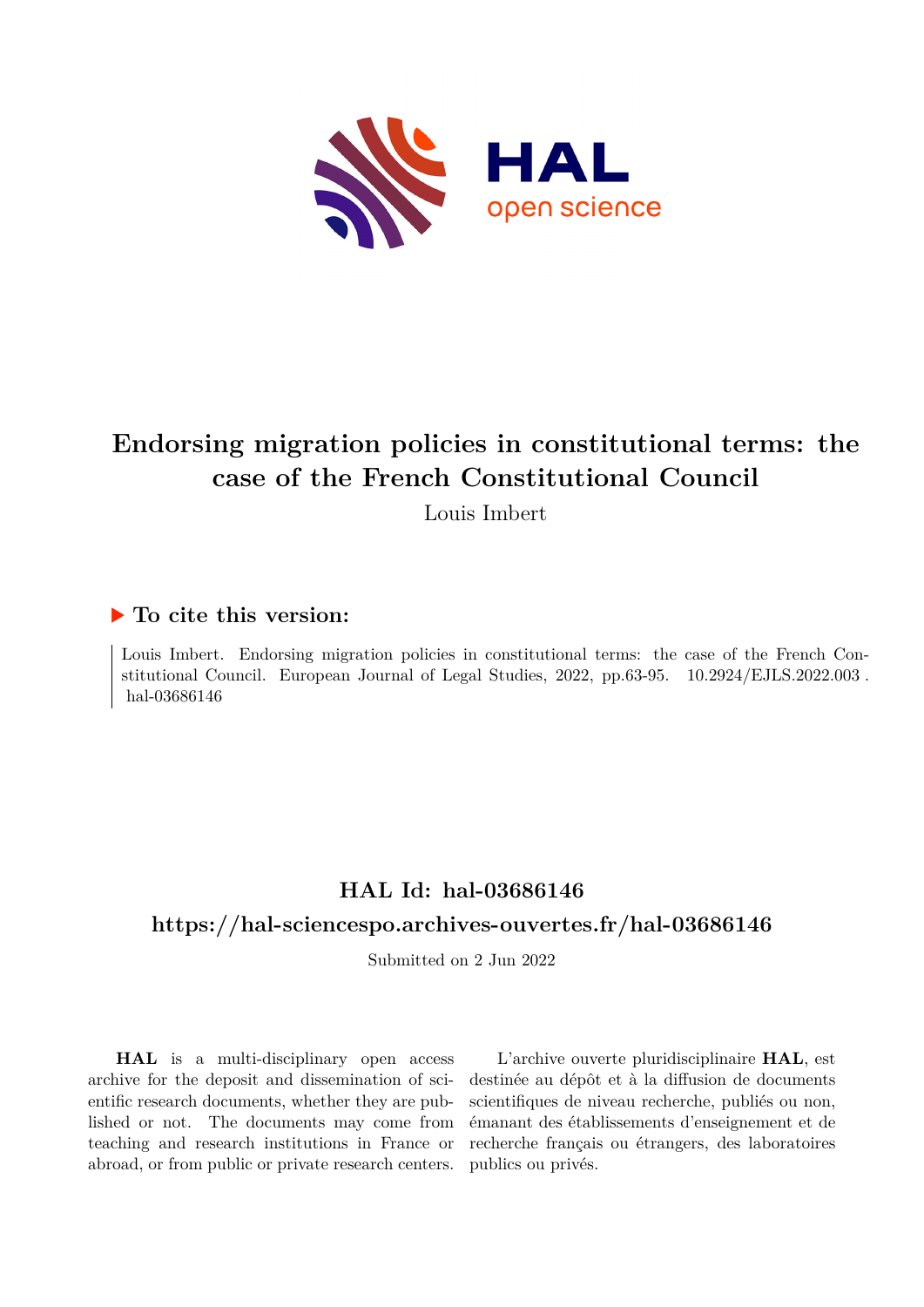# Endorsing migration policies in constitutional terms: the case of the French Constitutional Council

Louis Imbert

## ▶ To cite this version:

Louis Imbert. Endorsing migration policies in constitutional terms: the case of the French Constitutional Council. European Journal of Legal Studies, 2022, pp.63-95. 10.2924/EJLS.2022.003 . hal-03686146

## HAL Id: hal-03686146

## https://hal-sciencespo.archives-ouvertes.fr/hal-03686146

Submitted on 2 Jun 2022

**HAL** is a multi-disciplinary open access archive for the deposit and dissemination of scientific research documents, whether they are published or not. The documents may come from teaching and research institutions in France or abroad, or from public or private research centers.

L'archive ouverte pluridisciplinaire **HAL**, est destinée au dépôt et à la diffusion de documents scientifiques de niveau recherche, publiés ou non, émanant des établissements d'enseignement et de recherche français ou étrangers, des laboratoires publics ou privés.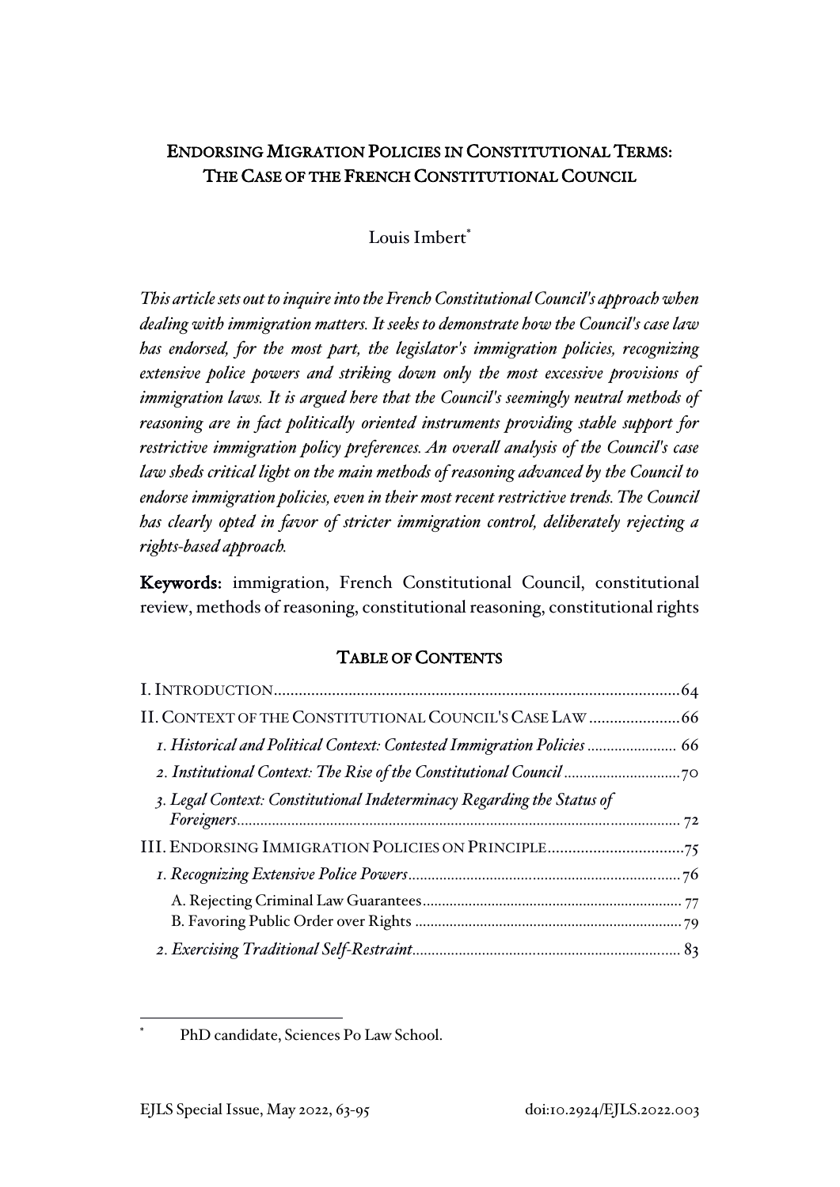# ENDORSING MIGRATION POLICIES IN CONSTITUTIONAL TERMS: THE CASE OF THE FRENCH CONSTITUTIONAL COUNCIL

Louis Imbert[*]

*This article sets out to inquire into the French Constitutional Council's approach when dealing with immigration matters. It seeks to demonstrate how the Council's case law has endorsed, for the most part, the legislator's immigration policies, recognizing extensive police powers and striking down only the most excessive provisions of immigration laws. It is argued here that the Council's seemingly neutral methods of reasoning are in fact politically oriented instruments providing stable support for restrictive immigration policy preferences. An overall analysis of the Council's case law sheds critical light on the main methods of reasoning advanced by the Council to endorse immigration policies, even in their most recent restrictive trends. The Council has clearly opted in favor of stricter immigration control, deliberately rejecting a rights-based approach.*

**Keywords:** immigration, French Constitutional Council, constitutional review, methods of reasoning, constitutional reasoning, constitutional rights

## TABLE OF CONTENTS

I. INTRODUCTION ........ 64

II. CONTEXT OF THE CONSTITUTIONAL COUNCIL'S CASE LAW ........ 66

- *1. Historical and Political Context: Contested Immigration Policies* ........ 66
- *2. Institutional Context: The Rise of the Constitutional Council* ........ 70
- *3. Legal Context: Constitutional Indeterminacy Regarding the Status of Foreigners* ........ 72

III. ENDORSING IMMIGRATION POLICIES ON PRINCIPLE ........ 75

- *1. Recognizing Extensive Police Powers* ........ 76
  - A. Rejecting Criminal Law Guarantees ........ 77
  - B. Favoring Public Order over Rights ........ 79
- *2. Exercising Traditional Self-Restraint* ........ 83

---

[*] PhD candidate, Sciences Po Law School.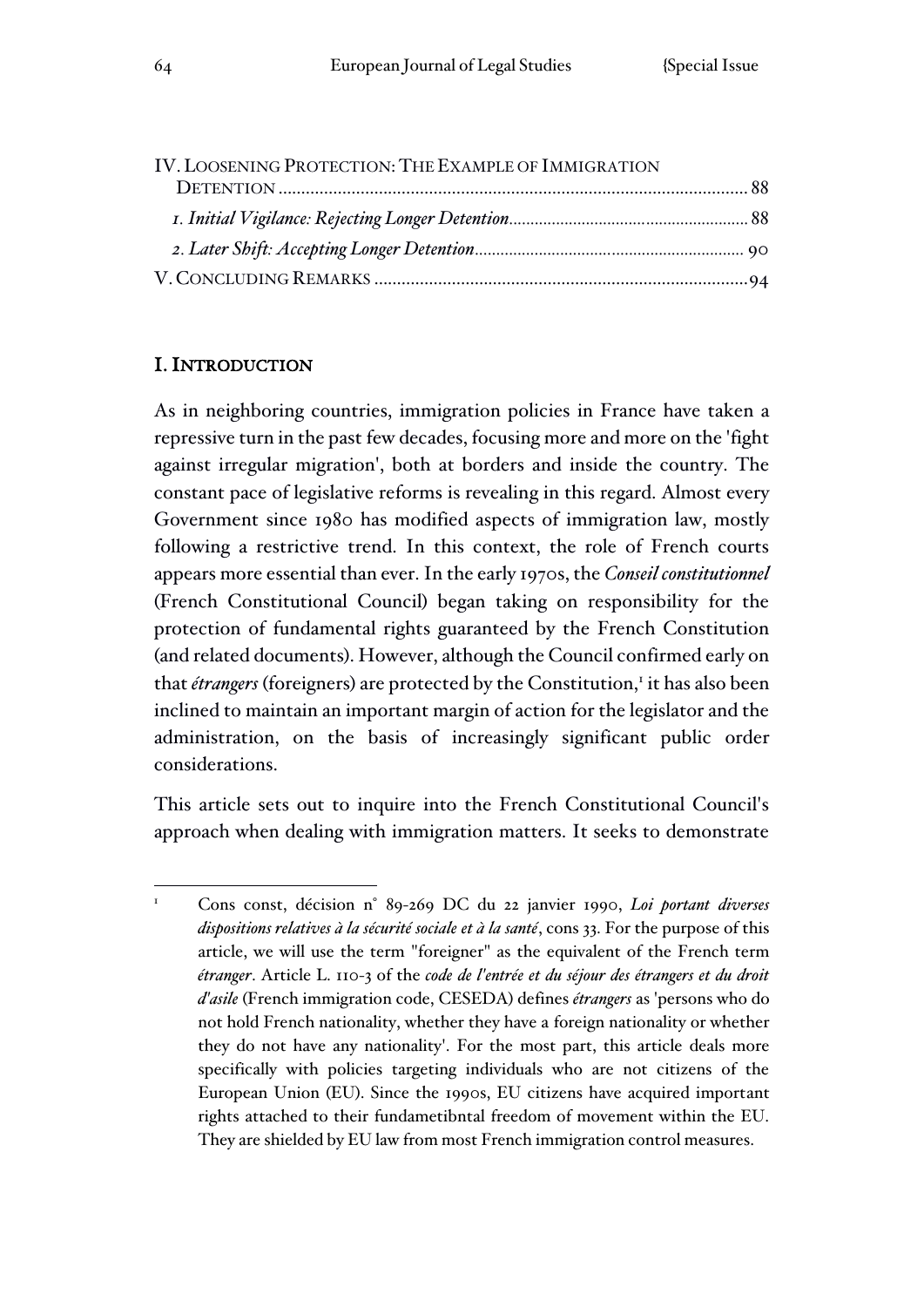IV. Loosening Protection: The Example of Immigration Detention ........ 88

*1. Initial Vigilance: Rejecting Longer Detention* ........ 88

*2. Later Shift: Accepting Longer Detention* ........ 90

V. Concluding Remarks ........ 94

## I. Introduction

As in neighboring countries, immigration policies in France have taken a repressive turn in the past few decades, focusing more and more on the 'fight against irregular migration', both at borders and inside the country. The constant pace of legislative reforms is revealing in this regard. Almost every Government since 1980 has modified aspects of immigration law, mostly following a restrictive trend. In this context, the role of French courts appears more essential than ever. In the early 1970s, the *Conseil constitutionnel* (French Constitutional Council) began taking on responsibility for the protection of fundamental rights guaranteed by the French Constitution (and related documents). However, although the Council confirmed early on that *étrangers* (foreigners) are protected by the Constitution,[1] it has also been inclined to maintain an important margin of action for the legislator and the administration, on the basis of increasingly significant public order considerations.

This article sets out to inquire into the French Constitutional Council's approach when dealing with immigration matters. It seeks to demonstrate

---

[1] Cons const, décision n° 89-269 DC du 22 janvier 1990, *Loi portant diverses dispositions relatives à la sécurité sociale et à la santé*, cons 33. For the purpose of this article, we will use the term "foreigner" as the equivalent of the French term *étranger*. Article L. 110-3 of the *code de l'entrée et du séjour des étrangers et du droit d'asile* (French immigration code, CESEDA) defines *étrangers* as 'persons who do not hold French nationality, whether they have a foreign nationality or whether they do not have any nationality'. For the most part, this article deals more specifically with policies targeting individuals who are not citizens of the European Union (EU). Since the 1990s, EU citizens have acquired important rights attached to their fundametibntal freedom of movement within the EU. They are shielded by EU law from most French immigration control measures.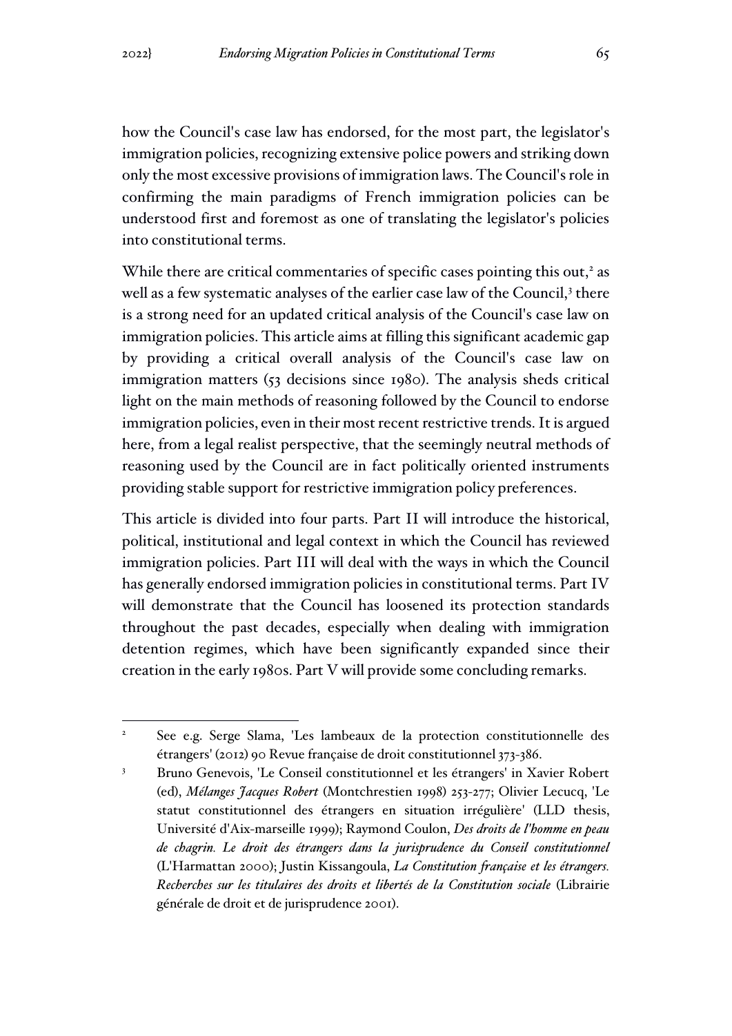how the Council's case law has endorsed, for the most part, the legislator's immigration policies, recognizing extensive police powers and striking down only the most excessive provisions of immigration laws. The Council's role in confirming the main paradigms of French immigration policies can be understood first and foremost as one of translating the legislator's policies into constitutional terms.

While there are critical commentaries of specific cases pointing this out,[2] as well as a few systematic analyses of the earlier case law of the Council,[3] there is a strong need for an updated critical analysis of the Council's case law on immigration policies. This article aims at filling this significant academic gap by providing a critical overall analysis of the Council's case law on immigration matters (53 decisions since 1980). The analysis sheds critical light on the main methods of reasoning followed by the Council to endorse immigration policies, even in their most recent restrictive trends. It is argued here, from a legal realist perspective, that the seemingly neutral methods of reasoning used by the Council are in fact politically oriented instruments providing stable support for restrictive immigration policy preferences.

This article is divided into four parts. Part II will introduce the historical, political, institutional and legal context in which the Council has reviewed immigration policies. Part III will deal with the ways in which the Council has generally endorsed immigration policies in constitutional terms. Part IV will demonstrate that the Council has loosened its protection standards throughout the past decades, especially when dealing with immigration detention regimes, which have been significantly expanded since their creation in the early 1980s. Part V will provide some concluding remarks.

---

[2] See e.g. Serge Slama, 'Les lambeaux de la protection constitutionnelle des étrangers' (2012) 90 Revue française de droit constitutionnel 373-386.

[3] Bruno Genevois, 'Le Conseil constitutionnel et les étrangers' in Xavier Robert (ed), *Mélanges Jacques Robert* (Montchrestien 1998) 253-277; Olivier Lecucq, 'Le statut constitutionnel des étrangers en situation irrégulière' (LLD thesis, Université d'Aix-marseille 1999); Raymond Coulon, *Des droits de l'homme en peau de chagrin. Le droit des étrangers dans la jurisprudence du Conseil constitutionnel* (L'Harmattan 2000); Justin Kissangoula, *La Constitution française et les étrangers. Recherches sur les titulaires des droits et libertés de la Constitution sociale* (Librairie générale de droit et de jurisprudence 2001).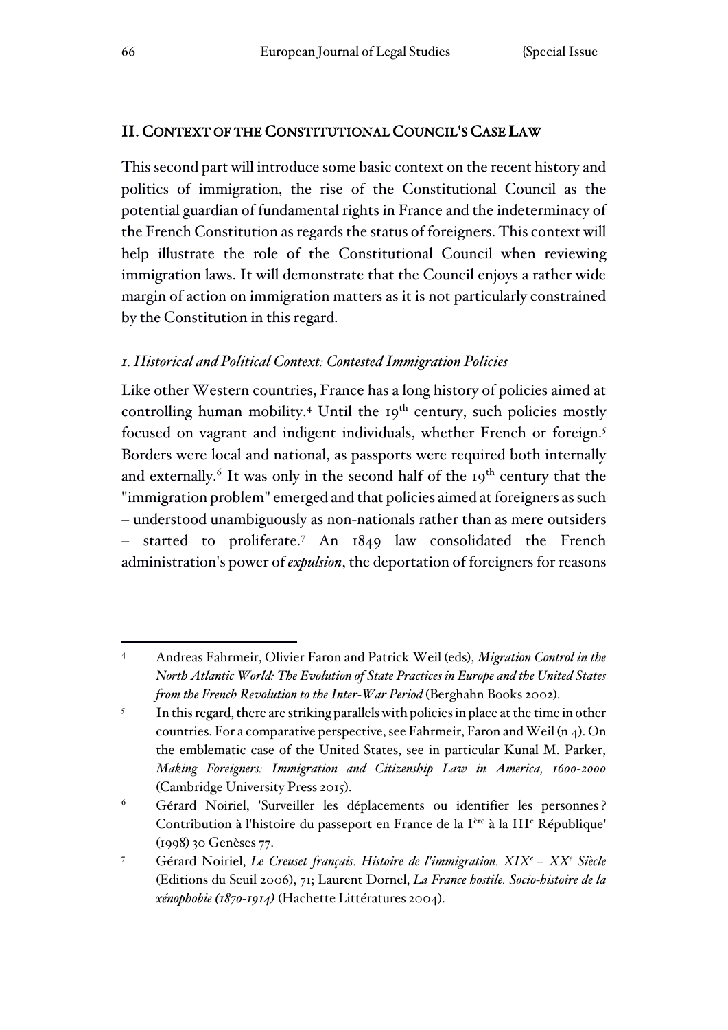## II. Context of the Constitutional Council's Case Law

This second part will introduce some basic context on the recent history and politics of immigration, the rise of the Constitutional Council as the potential guardian of fundamental rights in France and the indeterminacy of the French Constitution as regards the status of foreigners. This context will help illustrate the role of the Constitutional Council when reviewing immigration laws. It will demonstrate that the Council enjoys a rather wide margin of action on immigration matters as it is not particularly constrained by the Constitution in this regard.

### *1. Historical and Political Context: Contested Immigration Policies*

Like other Western countries, France has a long history of policies aimed at controlling human mobility.[4] Until the 19th century, such policies mostly focused on vagrant and indigent individuals, whether French or foreign.[5] Borders were local and national, as passports were required both internally and externally.[6] It was only in the second half of the 19th century that the "immigration problem" emerged and that policies aimed at foreigners as such – understood unambiguously as non-nationals rather than as mere outsiders – started to proliferate.[7] An 1849 law consolidated the French administration's power of *expulsion*, the deportation of foreigners for reasons

---

[4] Andreas Fahrmeir, Olivier Faron and Patrick Weil (eds), *Migration Control in the North Atlantic World: The Evolution of State Practices in Europe and the United States from the French Revolution to the Inter-War Period* (Berghahn Books 2002).

[5] In this regard, there are striking parallels with policies in place at the time in other countries. For a comparative perspective, see Fahrmeir, Faron and Weil (n 4). On the emblematic case of the United States, see in particular Kunal M. Parker, *Making Foreigners: Immigration and Citizenship Law in America, 1600-2000* (Cambridge University Press 2015).

[6] Gérard Noiriel, 'Surveiller les déplacements ou identifier les personnes ? Contribution à l'histoire du passeport en France de la Ière à la IIIe République' (1998) 30 Genèses 77.

[7] Gérard Noiriel, *Le Creuset français. Histoire de l'immigration. XIXe – XXe Siècle* (Editions du Seuil 2006), 71; Laurent Dornel, *La France hostile. Socio-histoire de la xénophobie (1870-1914)* (Hachette Littératures 2004).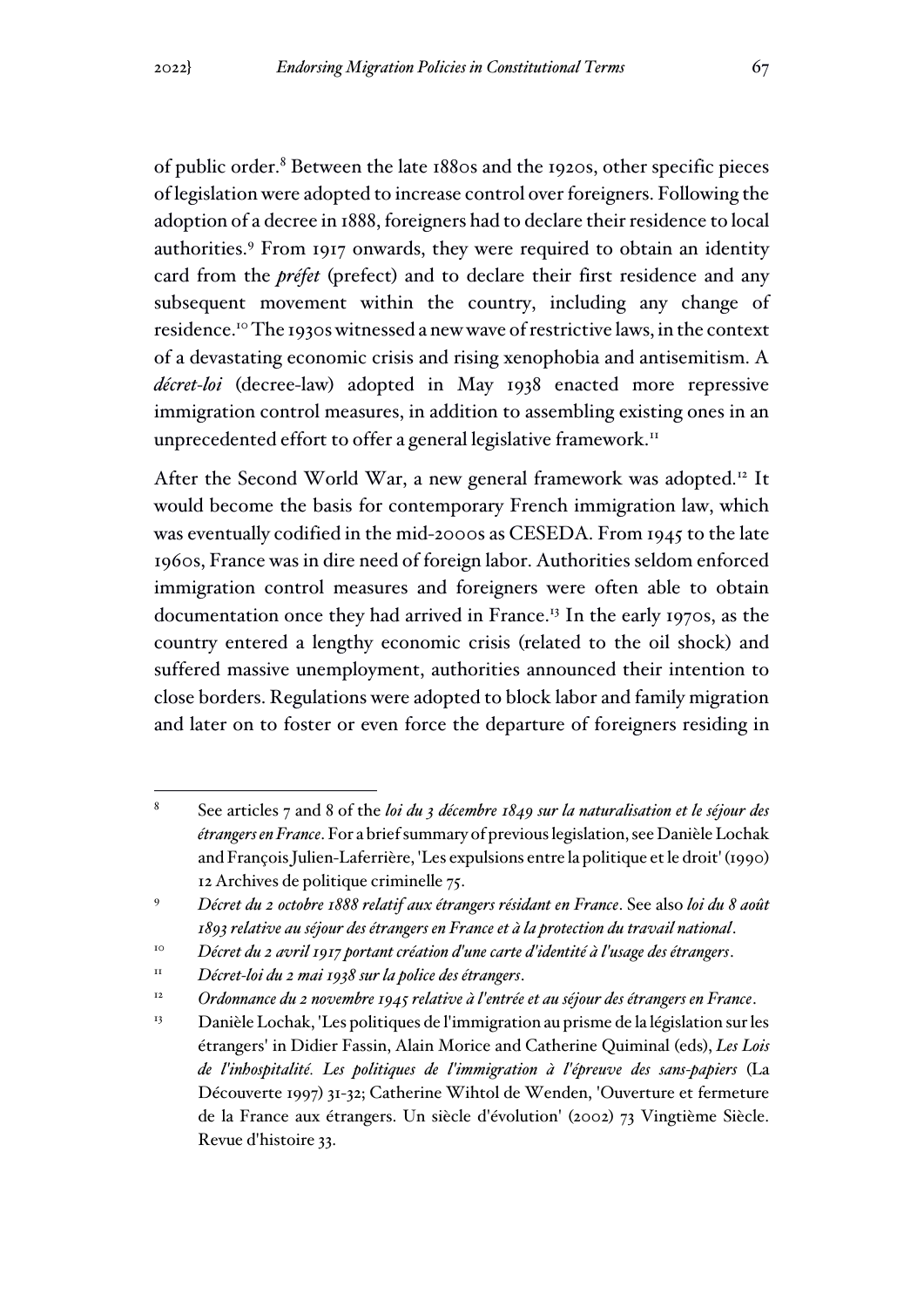of public order.[8] Between the late 1880s and the 1920s, other specific pieces of legislation were adopted to increase control over foreigners. Following the adoption of a decree in 1888, foreigners had to declare their residence to local authorities.[9] From 1917 onwards, they were required to obtain an identity card from the *préfet* (prefect) and to declare their first residence and any subsequent movement within the country, including any change of residence.[10] The 1930s witnessed a new wave of restrictive laws, in the context of a devastating economic crisis and rising xenophobia and antisemitism. A *décret-loi* (decree-law) adopted in May 1938 enacted more repressive immigration control measures, in addition to assembling existing ones in an unprecedented effort to offer a general legislative framework.[11]

After the Second World War, a new general framework was adopted.[12] It would become the basis for contemporary French immigration law, which was eventually codified in the mid-2000s as CESEDA. From 1945 to the late 1960s, France was in dire need of foreign labor. Authorities seldom enforced immigration control measures and foreigners were often able to obtain documentation once they had arrived in France.[13] In the early 1970s, as the country entered a lengthy economic crisis (related to the oil shock) and suffered massive unemployment, authorities announced their intention to close borders. Regulations were adopted to block labor and family migration and later on to foster or even force the departure of foreigners residing in

---

[8] See articles 7 and 8 of the *loi du 3 décembre 1849 sur la naturalisation et le séjour des étrangers en France*. For a brief summary of previous legislation, see Danièle Lochak and François Julien-Laferrière, 'Les expulsions entre la politique et le droit' (1990) 12 Archives de politique criminelle 75.

[9] *Décret du 2 octobre 1888 relatif aux étrangers résidant en France*. See also *loi du 8 août 1893 relative au séjour des étrangers en France et à la protection du travail national*.

[10] *Décret du 2 avril 1917 portant création d'une carte d'identité à l'usage des étrangers*.

[11] *Décret-loi du 2 mai 1938 sur la police des étrangers*.

[12] *Ordonnance du 2 novembre 1945 relative à l'entrée et au séjour des étrangers en France*.

[13] Danièle Lochak, 'Les politiques de l'immigration au prisme de la législation sur les étrangers' in Didier Fassin, Alain Morice and Catherine Quiminal (eds), *Les Lois de l'inhospitalité. Les politiques de l'immigration à l'épreuve des sans-papiers* (La Découverte 1997) 31-32; Catherine Wihtol de Wenden, 'Ouverture et fermeture de la France aux étrangers. Un siècle d'évolution' (2002) 73 Vingtième Siècle. Revue d'histoire 33.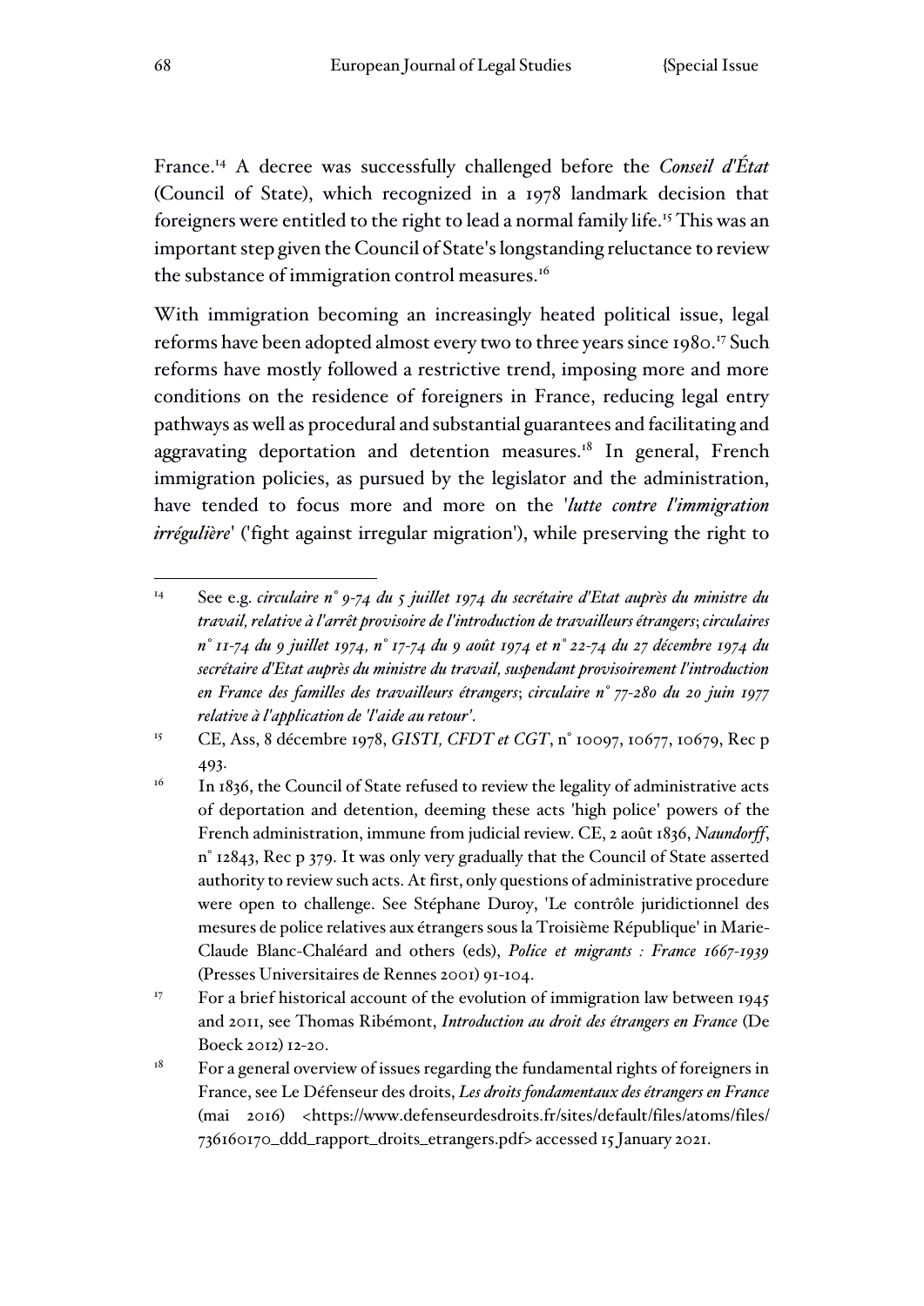France.[14] A decree was successfully challenged before the *Conseil d'État* (Council of State), which recognized in a 1978 landmark decision that foreigners were entitled to the right to lead a normal family life.[15] This was an important step given the Council of State's longstanding reluctance to review the substance of immigration control measures.[16]

With immigration becoming an increasingly heated political issue, legal reforms have been adopted almost every two to three years since 1980.[17] Such reforms have mostly followed a restrictive trend, imposing more and more conditions on the residence of foreigners in France, reducing legal entry pathways as well as procedural and substantial guarantees and facilitating and aggravating deportation and detention measures.[18] In general, French immigration policies, as pursued by the legislator and the administration, have tended to focus more and more on the '*lutte contre l'immigration irrégulière*' ('fight against irregular migration'), while preserving the right to

---

[14] See e.g. *circulaire n° 9-74 du 5 juillet 1974 du secrétaire d'Etat auprès du ministre du travail, relative à l'arrêt provisoire de l'introduction de travailleurs étrangers*; *circulaires n° 11-74 du 9 juillet 1974, n° 17-74 du 9 août 1974 et n° 22-74 du 27 décembre 1974 du secrétaire d'Etat auprès du ministre du travail, suspendant provisoirement l'introduction en France des familles des travailleurs étrangers*; *circulaire n° 77-280 du 20 juin 1977 relative à l'application de 'l'aide au retour'*.

[15] CE, Ass, 8 décembre 1978, *GISTI, CFDT et CGT*, n° 10097, 10677, 10679, Rec p 493.

[16] In 1836, the Council of State refused to review the legality of administrative acts of deportation and detention, deeming these acts 'high police' powers of the French administration, immune from judicial review. CE, 2 août 1836, *Naundorff*, n° 12843, Rec p 379. It was only very gradually that the Council of State asserted authority to review such acts. At first, only questions of administrative procedure were open to challenge. See Stéphane Duroy, 'Le contrôle juridictionnel des mesures de police relatives aux étrangers sous la Troisième République' in Marie-Claude Blanc-Chaléard and others (eds), *Police et migrants : France 1667-1939* (Presses Universitaires de Rennes 2001) 91-104.

[17] For a brief historical account of the evolution of immigration law between 1945 and 2011, see Thomas Ribémont, *Introduction au droit des étrangers en France* (De Boeck 2012) 12-20.

[18] For a general overview of issues regarding the fundamental rights of foreigners in France, see Le Défenseur des droits, *Les droits fondamentaux des étrangers en France* (mai 2016) <https://www.defenseurdesdroits.fr/sites/default/files/atoms/files/736160170_ddd_rapport_droits_etrangers.pdf> accessed 15 January 2021.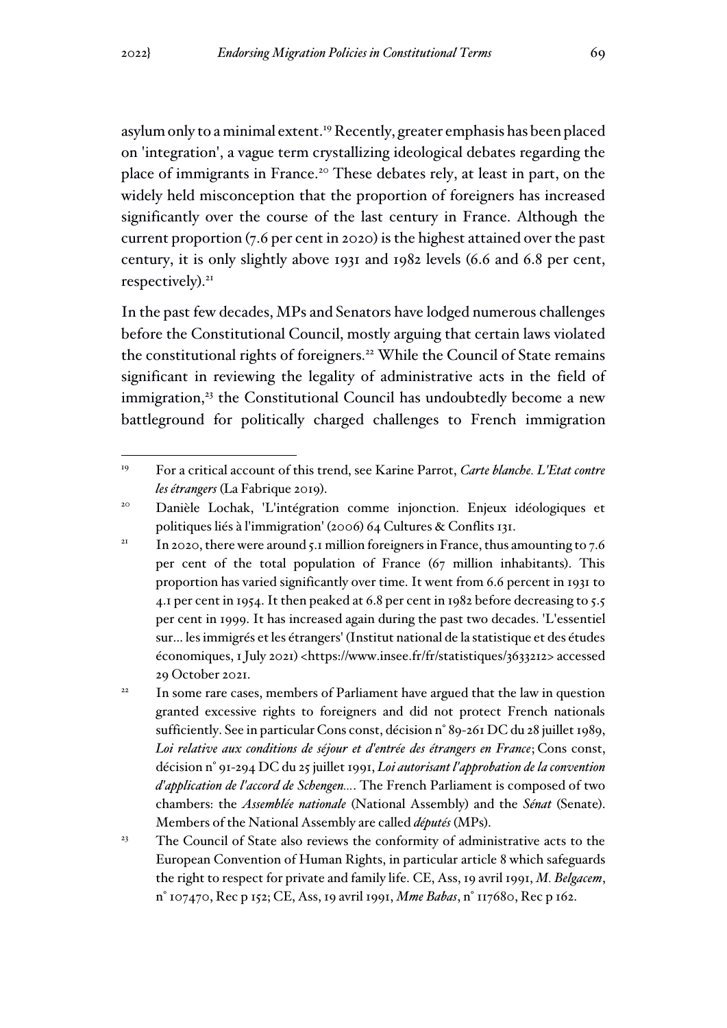asylum only to a minimal extent.[19] Recently, greater emphasis has been placed on 'integration', a vague term crystallizing ideological debates regarding the place of immigrants in France.[20] These debates rely, at least in part, on the widely held misconception that the proportion of foreigners has increased significantly over the course of the last century in France. Although the current proportion (7.6 per cent in 2020) is the highest attained over the past century, it is only slightly above 1931 and 1982 levels (6.6 and 6.8 per cent, respectively).[21]

In the past few decades, MPs and Senators have lodged numerous challenges before the Constitutional Council, mostly arguing that certain laws violated the constitutional rights of foreigners.[22] While the Council of State remains significant in reviewing the legality of administrative acts in the field of immigration,[23] the Constitutional Council has undoubtedly become a new battleground for politically charged challenges to French immigration

---

[19] For a critical account of this trend, see Karine Parrot, *Carte blanche. L'Etat contre les étrangers* (La Fabrique 2019).

[20] Danièle Lochak, 'L'intégration comme injonction. Enjeux idéologiques et politiques liés à l'immigration' (2006) 64 Cultures & Conflits 131.

[21] In 2020, there were around 5.1 million foreigners in France, thus amounting to 7.6 per cent of the total population of France (67 million inhabitants). This proportion has varied significantly over time. It went from 6.6 percent in 1931 to 4.1 per cent in 1954. It then peaked at 6.8 per cent in 1982 before decreasing to 5.5 per cent in 1999. It has increased again during the past two decades. 'L'essentiel sur… les immigrés et les étrangers' (Institut national de la statistique et des études économiques, 1 July 2021) <https://www.insee.fr/fr/statistiques/3633212> accessed 29 October 2021.

[22] In some rare cases, members of Parliament have argued that the law in question granted excessive rights to foreigners and did not protect French nationals sufficiently. See in particular Cons const, décision n° 89-261 DC du 28 juillet 1989, *Loi relative aux conditions de séjour et d'entrée des étrangers en France*; Cons const, décision n° 91-294 DC du 25 juillet 1991, *Loi autorisant l'approbation de la convention d'application de l'accord de Schengen…*. The French Parliament is composed of two chambers: the *Assemblée nationale* (National Assembly) and the *Sénat* (Senate). Members of the National Assembly are called *députés* (MPs).

[23] The Council of State also reviews the conformity of administrative acts to the European Convention of Human Rights, in particular article 8 which safeguards the right to respect for private and family life. CE, Ass, 19 avril 1991, *M. Belgacem*, n° 107470, Rec p 152; CE, Ass, 19 avril 1991, *Mme Babas*, n° 117680, Rec p 162.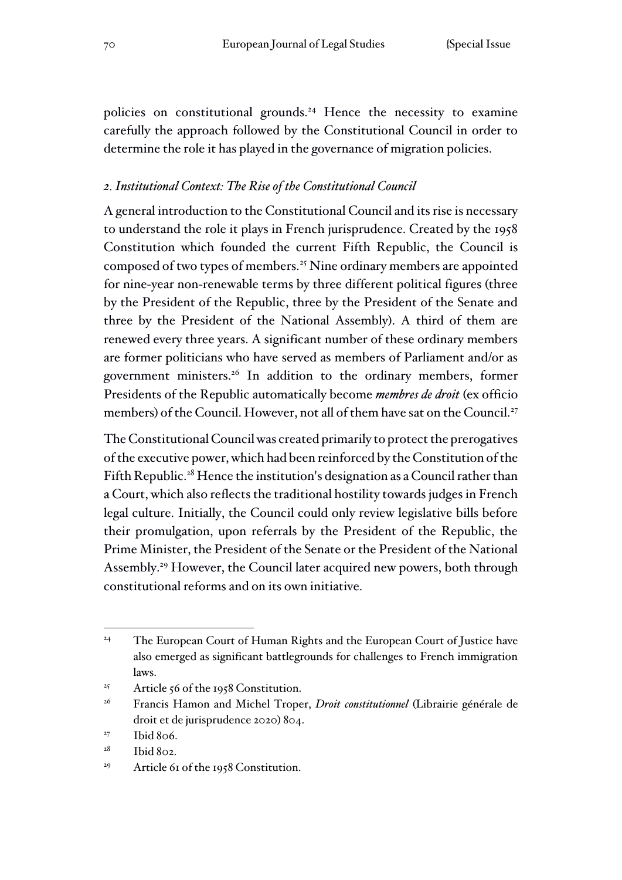policies on constitutional grounds.[24] Hence the necessity to examine carefully the approach followed by the Constitutional Council in order to determine the role it has played in the governance of migration policies.

### *2. Institutional Context: The Rise of the Constitutional Council*

A general introduction to the Constitutional Council and its rise is necessary to understand the role it plays in French jurisprudence. Created by the 1958 Constitution which founded the current Fifth Republic, the Council is composed of two types of members.[25] Nine ordinary members are appointed for nine-year non-renewable terms by three different political figures (three by the President of the Republic, three by the President of the Senate and three by the President of the National Assembly). A third of them are renewed every three years. A significant number of these ordinary members are former politicians who have served as members of Parliament and/or as government ministers.[26] In addition to the ordinary members, former Presidents of the Republic automatically become *membres de droit* (ex officio members) of the Council. However, not all of them have sat on the Council.[27]

The Constitutional Council was created primarily to protect the prerogatives of the executive power, which had been reinforced by the Constitution of the Fifth Republic.[28] Hence the institution's designation as a Council rather than a Court, which also reflects the traditional hostility towards judges in French legal culture. Initially, the Council could only review legislative bills before their promulgation, upon referrals by the President of the Republic, the Prime Minister, the President of the Senate or the President of the National Assembly.[29] However, the Council later acquired new powers, both through constitutional reforms and on its own initiative.

---

[24] The European Court of Human Rights and the European Court of Justice have also emerged as significant battlegrounds for challenges to French immigration laws.

[25] Article 56 of the 1958 Constitution.

[26] Francis Hamon and Michel Troper, *Droit constitutionnel* (Librairie générale de droit et de jurisprudence 2020) 804.

[27] Ibid 806.

[28] Ibid 802.

[29] Article 61 of the 1958 Constitution.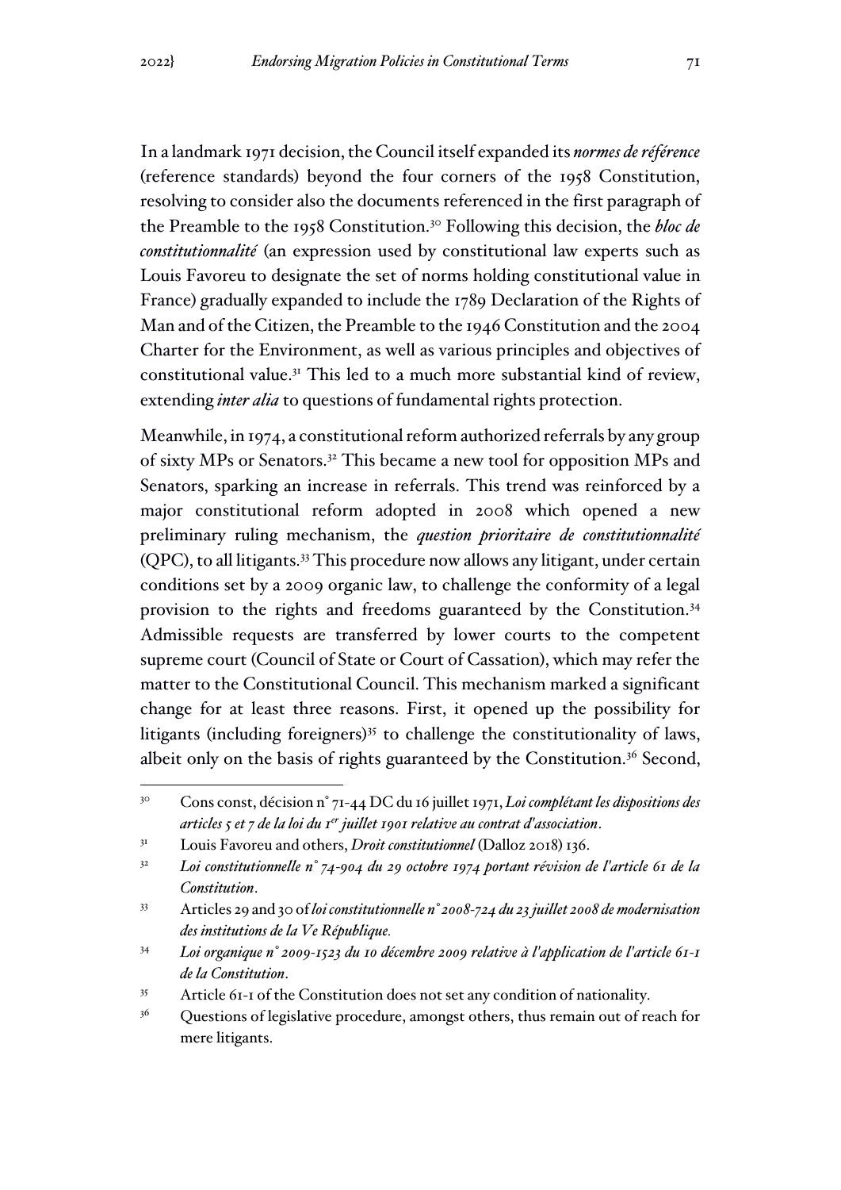In a landmark 1971 decision, the Council itself expanded its *normes de référence* (reference standards) beyond the four corners of the 1958 Constitution, resolving to consider also the documents referenced in the first paragraph of the Preamble to the 1958 Constitution.[30] Following this decision, the *bloc de constitutionnalité* (an expression used by constitutional law experts such as Louis Favoreu to designate the set of norms holding constitutional value in France) gradually expanded to include the 1789 Declaration of the Rights of Man and of the Citizen, the Preamble to the 1946 Constitution and the 2004 Charter for the Environment, as well as various principles and objectives of constitutional value.[31] This led to a much more substantial kind of review, extending *inter alia* to questions of fundamental rights protection.

Meanwhile, in 1974, a constitutional reform authorized referrals by any group of sixty MPs or Senators.[32] This became a new tool for opposition MPs and Senators, sparking an increase in referrals. This trend was reinforced by a major constitutional reform adopted in 2008 which opened a new preliminary ruling mechanism, the *question prioritaire de constitutionnalité* (QPC), to all litigants.[33] This procedure now allows any litigant, under certain conditions set by a 2009 organic law, to challenge the conformity of a legal provision to the rights and freedoms guaranteed by the Constitution.[34] Admissible requests are transferred by lower courts to the competent supreme court (Council of State or Court of Cassation), which may refer the matter to the Constitutional Council. This mechanism marked a significant change for at least three reasons. First, it opened up the possibility for litigants (including foreigners)[35] to challenge the constitutionality of laws, albeit only on the basis of rights guaranteed by the Constitution.[36] Second,

---

[30] Cons const, décision n° 71-44 DC du 16 juillet 1971, *Loi complétant les dispositions des articles 5 et 7 de la loi du 1er juillet 1901 relative au contrat d'association*.

[31] Louis Favoreu and others, *Droit constitutionnel* (Dalloz 2018) 136.

[32] *Loi constitutionnelle n° 74-904 du 29 octobre 1974 portant révision de l'article 61 de la Constitution*.

[33] Articles 29 and 30 of *loi constitutionnelle n° 2008-724 du 23 juillet 2008 de modernisation des institutions de la Ve République.*

[34] *Loi organique n° 2009-1523 du 10 décembre 2009 relative à l'application de l'article 61-1 de la Constitution*.

[35] Article 61-1 of the Constitution does not set any condition of nationality.

[36] Questions of legislative procedure, amongst others, thus remain out of reach for mere litigants.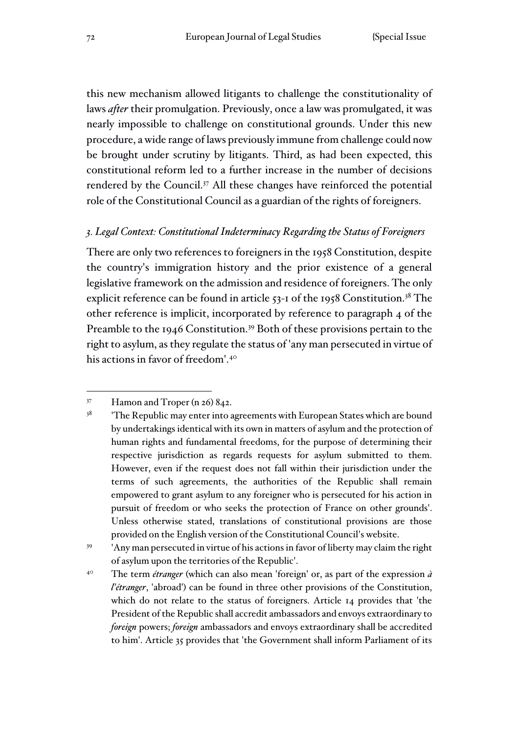this new mechanism allowed litigants to challenge the constitutionality of laws *after* their promulgation. Previously, once a law was promulgated, it was nearly impossible to challenge on constitutional grounds. Under this new procedure, a wide range of laws previously immune from challenge could now be brought under scrutiny by litigants. Third, as had been expected, this constitutional reform led to a further increase in the number of decisions rendered by the Council.[37] All these changes have reinforced the potential role of the Constitutional Council as a guardian of the rights of foreigners.

### *3. Legal Context: Constitutional Indeterminacy Regarding the Status of Foreigners*

There are only two references to foreigners in the 1958 Constitution, despite the country's immigration history and the prior existence of a general legislative framework on the admission and residence of foreigners. The only explicit reference can be found in article 53-1 of the 1958 Constitution.[38] The other reference is implicit, incorporated by reference to paragraph 4 of the Preamble to the 1946 Constitution.[39] Both of these provisions pertain to the right to asylum, as they regulate the status of 'any man persecuted in virtue of his actions in favor of freedom'.[40]

---

[37] Hamon and Troper (n 26) 842.

[38] 'The Republic may enter into agreements with European States which are bound by undertakings identical with its own in matters of asylum and the protection of human rights and fundamental freedoms, for the purpose of determining their respective jurisdiction as regards requests for asylum submitted to them. However, even if the request does not fall within their jurisdiction under the terms of such agreements, the authorities of the Republic shall remain empowered to grant asylum to any foreigner who is persecuted for his action in pursuit of freedom or who seeks the protection of France on other grounds'. Unless otherwise stated, translations of constitutional provisions are those provided on the English version of the Constitutional Council's website.

[39] 'Any man persecuted in virtue of his actions in favor of liberty may claim the right of asylum upon the territories of the Republic'.

[40] The term *étranger* (which can also mean 'foreign' or, as part of the expression *à l'étranger*, 'abroad') can be found in three other provisions of the Constitution, which do not relate to the status of foreigners. Article 14 provides that 'the President of the Republic shall accredit ambassadors and envoys extraordinary to *foreign* powers; *foreign* ambassadors and envoys extraordinary shall be accredited to him'. Article 35 provides that 'the Government shall inform Parliament of its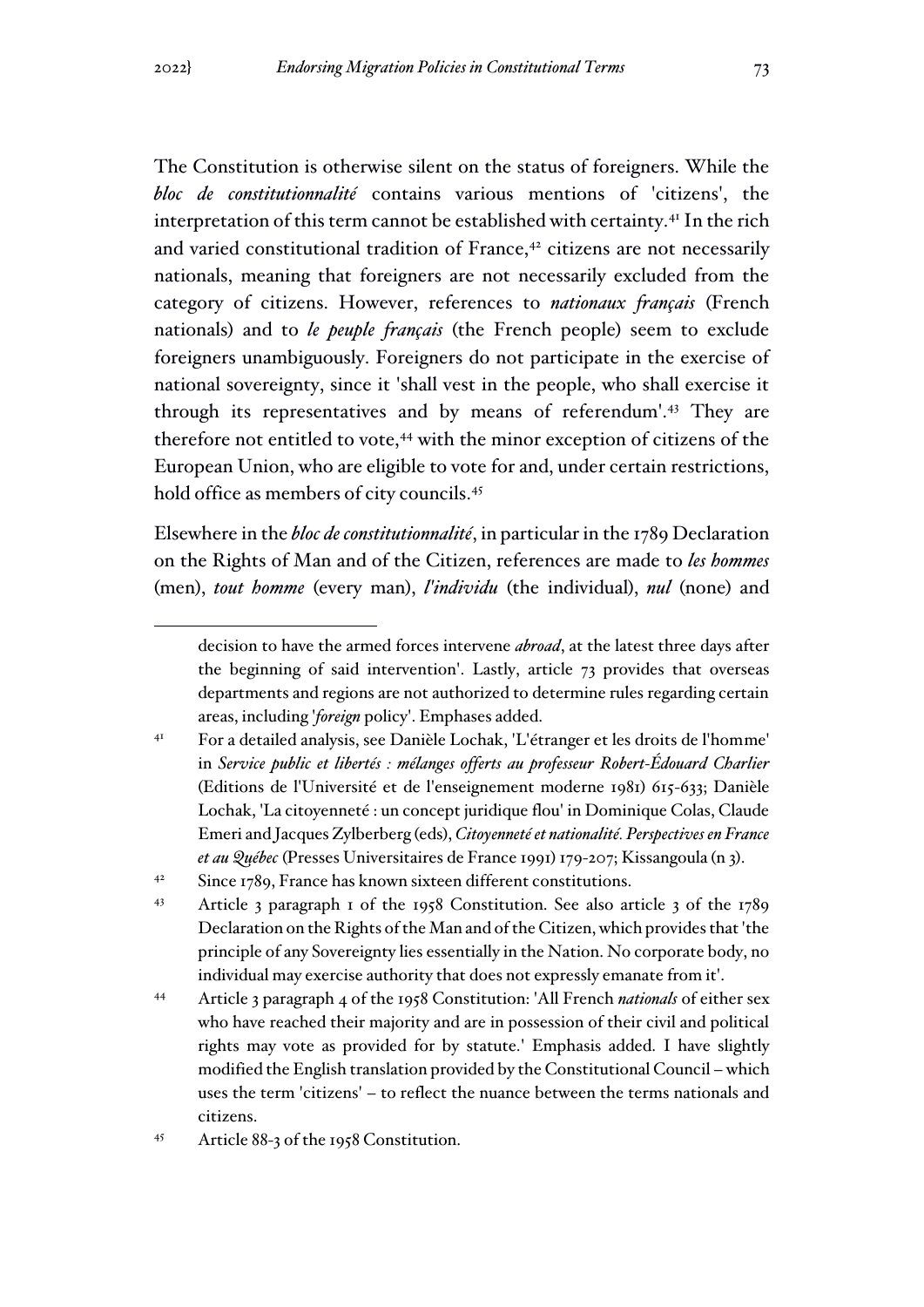The Constitution is otherwise silent on the status of foreigners. While the *bloc de constitutionnalité* contains various mentions of 'citizens', the interpretation of this term cannot be established with certainty.[41] In the rich and varied constitutional tradition of France,[42] citizens are not necessarily nationals, meaning that foreigners are not necessarily excluded from the category of citizens. However, references to *nationaux français* (French nationals) and to *le peuple français* (the French people) seem to exclude foreigners unambiguously. Foreigners do not participate in the exercise of national sovereignty, since it 'shall vest in the people, who shall exercise it through its representatives and by means of referendum'.[43] They are therefore not entitled to vote,[44] with the minor exception of citizens of the European Union, who are eligible to vote for and, under certain restrictions, hold office as members of city councils.[45]

Elsewhere in the *bloc de constitutionnalité*, in particular in the 1789 Declaration on the Rights of Man and of the Citizen, references are made to *les hommes* (men), *tout homme* (every man), *l'individu* (the individual), *nul* (none) and

---

decision to have the armed forces intervene *abroad*, at the latest three days after the beginning of said intervention'. Lastly, article 73 provides that overseas departments and regions are not authorized to determine rules regarding certain areas, including '*foreign* policy'. Emphases added.

[41] For a detailed analysis, see Danièle Lochak, 'L'étranger et les droits de l'homme' in *Service public et libertés : mélanges offerts au professeur Robert-Édouard Charlier* (Editions de l'Université et de l'enseignement moderne 1981) 615-633; Danièle Lochak, 'La citoyenneté : un concept juridique flou' in Dominique Colas, Claude Emeri and Jacques Zylberberg (eds), *Citoyenneté et nationalité. Perspectives en France et au Québec* (Presses Universitaires de France 1991) 179-207; Kissangoula (n 3).

[42] Since 1789, France has known sixteen different constitutions.

[43] Article 3 paragraph 1 of the 1958 Constitution. See also article 3 of the 1789 Declaration on the Rights of the Man and of the Citizen, which provides that 'the principle of any Sovereignty lies essentially in the Nation. No corporate body, no individual may exercise authority that does not expressly emanate from it'.

[44] Article 3 paragraph 4 of the 1958 Constitution: 'All French *nationals* of either sex who have reached their majority and are in possession of their civil and political rights may vote as provided for by statute.' Emphasis added. I have slightly modified the English translation provided by the Constitutional Council – which uses the term 'citizens' – to reflect the nuance between the terms nationals and citizens.

[45] Article 88-3 of the 1958 Constitution.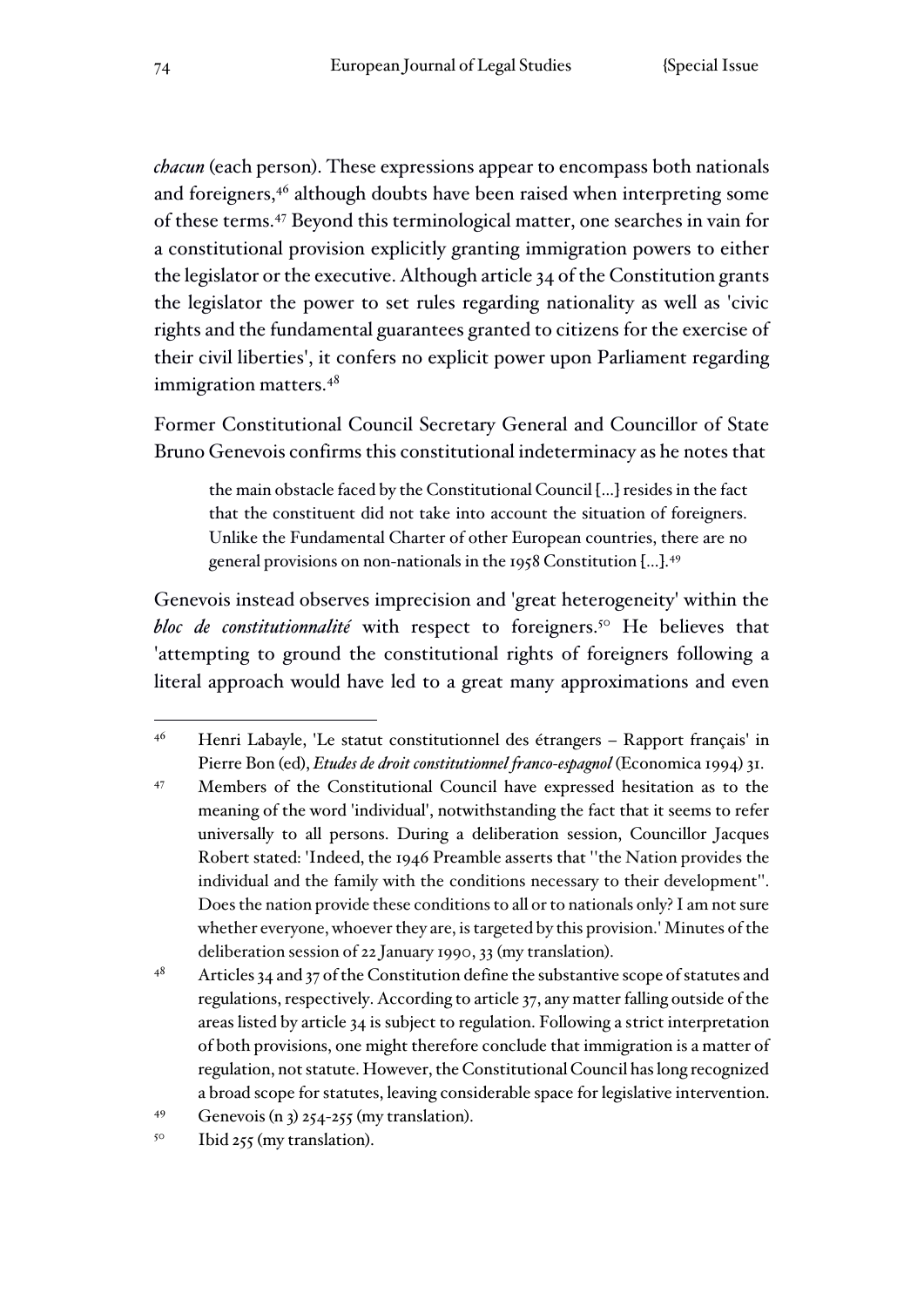*chacun* (each person). These expressions appear to encompass both nationals and foreigners,[46] although doubts have been raised when interpreting some of these terms.[47] Beyond this terminological matter, one searches in vain for a constitutional provision explicitly granting immigration powers to either the legislator or the executive. Although article 34 of the Constitution grants the legislator the power to set rules regarding nationality as well as 'civic rights and the fundamental guarantees granted to citizens for the exercise of their civil liberties', it confers no explicit power upon Parliament regarding immigration matters.[48]

Former Constitutional Council Secretary General and Councillor of State Bruno Genevois confirms this constitutional indeterminacy as he notes that

> the main obstacle faced by the Constitutional Council [...] resides in the fact that the constituent did not take into account the situation of foreigners. Unlike the Fundamental Charter of other European countries, there are no general provisions on non-nationals in the 1958 Constitution [...].[49]

Genevois instead observes imprecision and 'great heterogeneity' within the *bloc de constitutionnalité* with respect to foreigners.[50] He believes that 'attempting to ground the constitutional rights of foreigners following a literal approach would have led to a great many approximations and even

---

[46] Henri Labayle, 'Le statut constitutionnel des étrangers – Rapport français' in Pierre Bon (ed), *Etudes de droit constitutionnel franco-espagnol* (Economica 1994) 31.

[47] Members of the Constitutional Council have expressed hesitation as to the meaning of the word 'individual', notwithstanding the fact that it seems to refer universally to all persons. During a deliberation session, Councillor Jacques Robert stated: 'Indeed, the 1946 Preamble asserts that "the Nation provides the individual and the family with the conditions necessary to their development". Does the nation provide these conditions to all or to nationals only? I am not sure whether everyone, whoever they are, is targeted by this provision.' Minutes of the deliberation session of 22 January 1990, 33 (my translation).

[48] Articles 34 and 37 of the Constitution define the substantive scope of statutes and regulations, respectively. According to article 37, any matter falling outside of the areas listed by article 34 is subject to regulation. Following a strict interpretation of both provisions, one might therefore conclude that immigration is a matter of regulation, not statute. However, the Constitutional Council has long recognized a broad scope for statutes, leaving considerable space for legislative intervention.

[49] Genevois (n 3) 254-255 (my translation).

[50] Ibid 255 (my translation).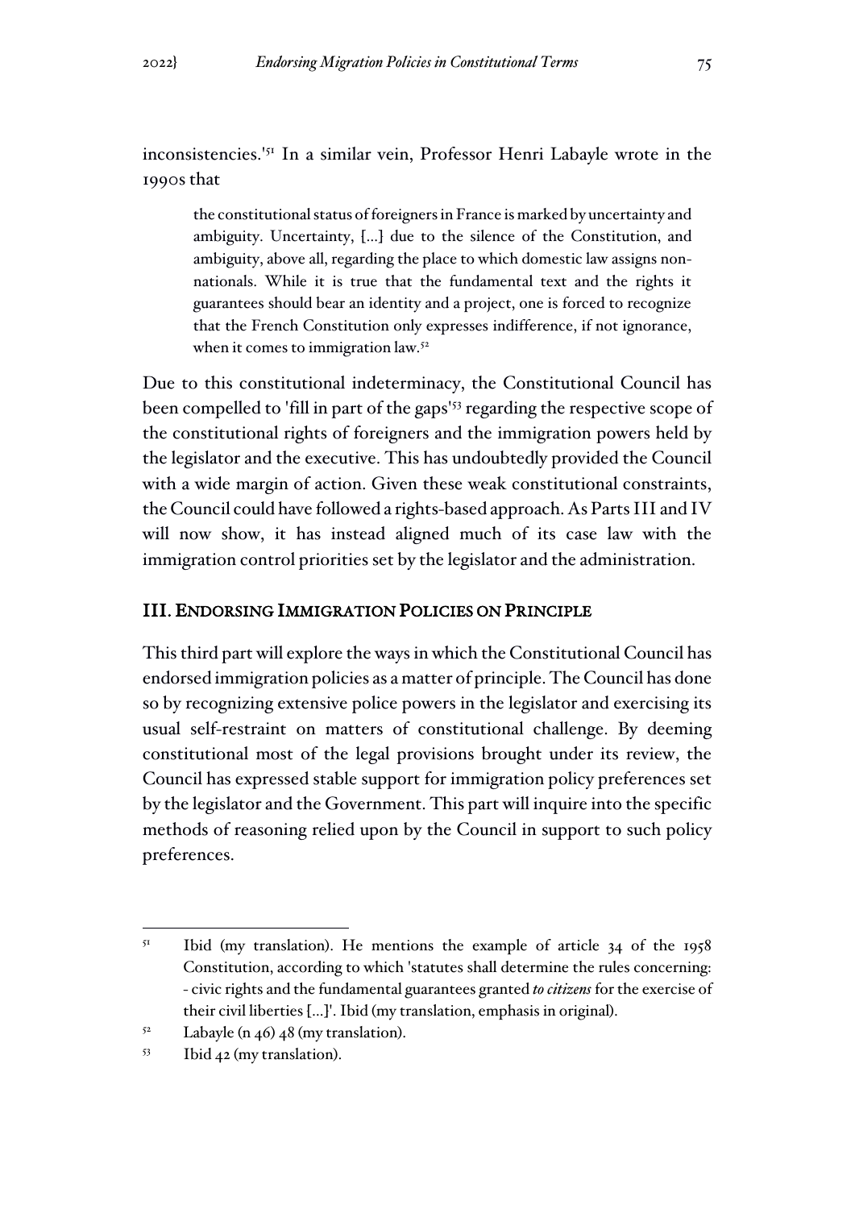inconsistencies.'[51] In a similar vein, Professor Henri Labayle wrote in the 1990s that

> the constitutional status of foreigners in France is marked by uncertainty and ambiguity. Uncertainty, [...] due to the silence of the Constitution, and ambiguity, above all, regarding the place to which domestic law assigns non-nationals. While it is true that the fundamental text and the rights it guarantees should bear an identity and a project, one is forced to recognize that the French Constitution only expresses indifference, if not ignorance, when it comes to immigration law.[52]

Due to this constitutional indeterminacy, the Constitutional Council has been compelled to 'fill in part of the gaps'[53] regarding the respective scope of the constitutional rights of foreigners and the immigration powers held by the legislator and the executive. This has undoubtedly provided the Council with a wide margin of action. Given these weak constitutional constraints, the Council could have followed a rights-based approach. As Parts III and IV will now show, it has instead aligned much of its case law with the immigration control priorities set by the legislator and the administration.

## III. ENDORSING IMMIGRATION POLICIES ON PRINCIPLE

This third part will explore the ways in which the Constitutional Council has endorsed immigration policies as a matter of principle. The Council has done so by recognizing extensive police powers in the legislator and exercising its usual self-restraint on matters of constitutional challenge. By deeming constitutional most of the legal provisions brought under its review, the Council has expressed stable support for immigration policy preferences set by the legislator and the Government. This part will inquire into the specific methods of reasoning relied upon by the Council in support to such policy preferences.

---

[51] Ibid (my translation). He mentions the example of article 34 of the 1958 Constitution, according to which 'statutes shall determine the rules concerning: - civic rights and the fundamental guarantees granted *to citizens* for the exercise of their civil liberties [...]'. Ibid (my translation, emphasis in original).

[52] Labayle (n 46) 48 (my translation).

[53] Ibid 42 (my translation).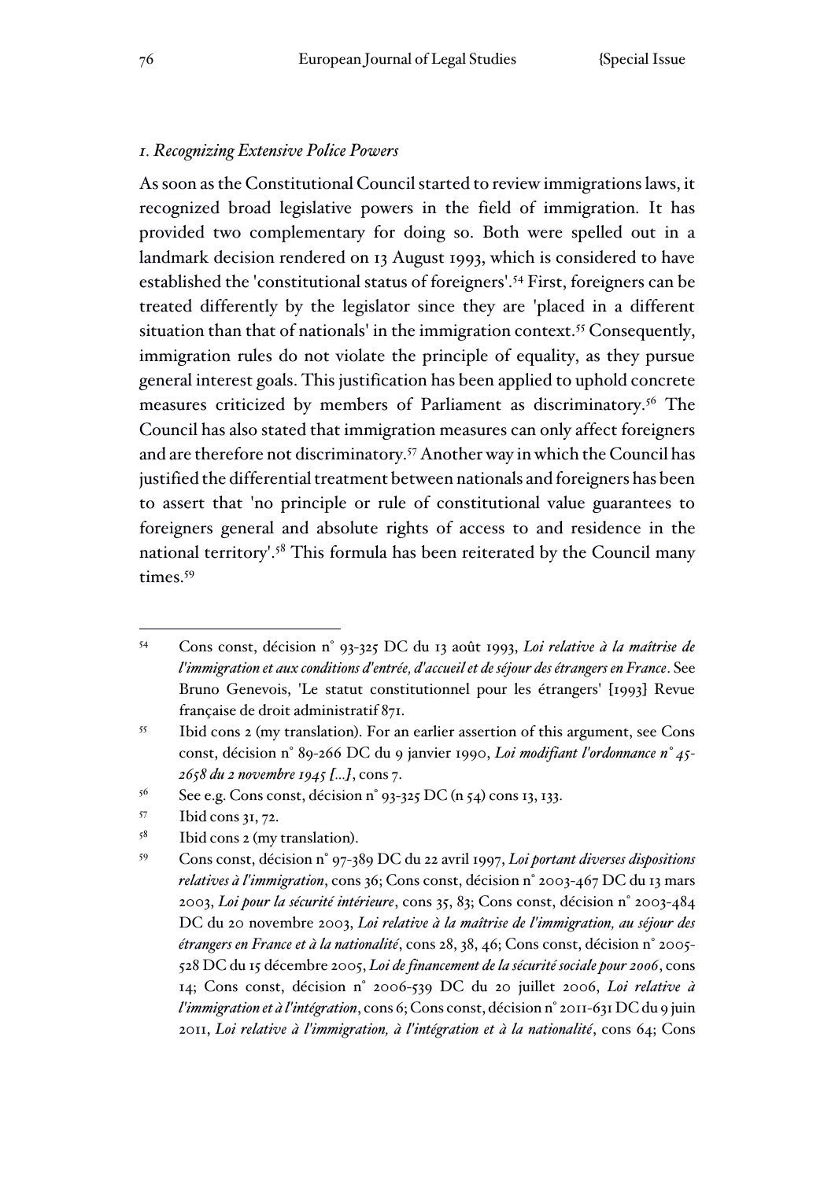### *1. Recognizing Extensive Police Powers*

As soon as the Constitutional Council started to review immigrations laws, it recognized broad legislative powers in the field of immigration. It has provided two complementary for doing so. Both were spelled out in a landmark decision rendered on 13 August 1993, which is considered to have established the 'constitutional status of foreigners'.[54] First, foreigners can be treated differently by the legislator since they are 'placed in a different situation than that of nationals' in the immigration context.[55] Consequently, immigration rules do not violate the principle of equality, as they pursue general interest goals. This justification has been applied to uphold concrete measures criticized by members of Parliament as discriminatory.[56] The Council has also stated that immigration measures can only affect foreigners and are therefore not discriminatory.[57] Another way in which the Council has justified the differential treatment between nationals and foreigners has been to assert that 'no principle or rule of constitutional value guarantees to foreigners general and absolute rights of access to and residence in the national territory'.[58] This formula has been reiterated by the Council many times.[59]

---

[54] Cons const, décision n° 93-325 DC du 13 août 1993, *Loi relative à la maîtrise de l'immigration et aux conditions d'entrée, d'accueil et de séjour des étrangers en France*. See Bruno Genevois, 'Le statut constitutionnel pour les étrangers' [1993] Revue française de droit administratif 871.

[55] Ibid cons 2 (my translation). For an earlier assertion of this argument, see Cons const, décision n° 89-266 DC du 9 janvier 1990, *Loi modifiant l'ordonnance n° 45-2658 du 2 novembre 1945 [...]*, cons 7.

[56] See e.g. Cons const, décision n° 93-325 DC (n 54) cons 13, 133.

[57] Ibid cons 31, 72.

[58] Ibid cons 2 (my translation).

[59] Cons const, décision n° 97-389 DC du 22 avril 1997, *Loi portant diverses dispositions relatives à l'immigration*, cons 36; Cons const, décision n° 2003-467 DC du 13 mars 2003, *Loi pour la sécurité intérieure*, cons 35, 83; Cons const, décision n° 2003-484 DC du 20 novembre 2003, *Loi relative à la maîtrise de l'immigration, au séjour des étrangers en France et à la nationalité*, cons 28, 38, 46; Cons const, décision n° 2005-528 DC du 15 décembre 2005, *Loi de financement de la sécurité sociale pour 2006*, cons 14; Cons const, décision n° 2006-539 DC du 20 juillet 2006, *Loi relative à l'immigration et à l'intégration*, cons 6; Cons const, décision n° 2011-631 DC du 9 juin 2011, *Loi relative à l'immigration, à l'intégration et à la nationalité*, cons 64; Cons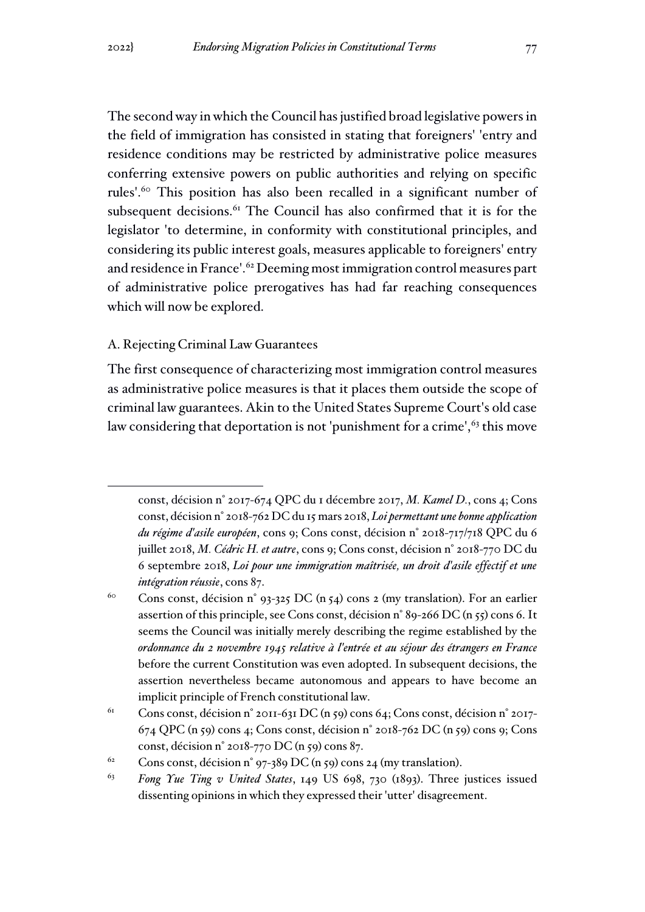The second way in which the Council has justified broad legislative powers in the field of immigration has consisted in stating that foreigners' 'entry and residence conditions may be restricted by administrative police measures conferring extensive powers on public authorities and relying on specific rules'.[60] This position has also been recalled in a significant number of subsequent decisions.[61] The Council has also confirmed that it is for the legislator 'to determine, in conformity with constitutional principles, and considering its public interest goals, measures applicable to foreigners' entry and residence in France'.[62] Deeming most immigration control measures part of administrative police prerogatives has had far reaching consequences which will now be explored.

### A. Rejecting Criminal Law Guarantees

The first consequence of characterizing most immigration control measures as administrative police measures is that it places them outside the scope of criminal law guarantees. Akin to the United States Supreme Court's old case law considering that deportation is not 'punishment for a crime',[63] this move

---

const, décision n° 2017-674 QPC du 1 décembre 2017, *M. Kamel D.*, cons 4; Cons const, décision n° 2018-762 DC du 15 mars 2018, ***Loi permettant une bonne application du régime d'asile européen***, cons 9; Cons const, décision n° 2018-717/718 QPC du 6 juillet 2018, *M. Cédric H. et autre*, cons 9; Cons const, décision n° 2018-770 DC du 6 septembre 2018, *Loi pour une immigration maîtrisée, un droit d'asile effectif et une intégration réussie*, cons 87.

[60] Cons const, décision n° 93-325 DC (n 54) cons 2 (my translation). For an earlier assertion of this principle, see Cons const, décision n° 89-266 DC (n 55) cons 6. It seems the Council was initially merely describing the regime established by the *ordonnance du 2 novembre 1945 relative à l'entrée et au séjour des étrangers en France* before the current Constitution was even adopted. In subsequent decisions, the assertion nevertheless became autonomous and appears to have become an implicit principle of French constitutional law.

[61] Cons const, décision n° 2011-631 DC (n 59) cons 64; Cons const, décision n° 2017-674 QPC (n 59) cons 4; Cons const, décision n° 2018-762 DC (n 59) cons 9; Cons const, décision n° 2018-770 DC (n 59) cons 87.

[62] Cons const, décision n° 97-389 DC (n 59) cons 24 (my translation).

[63] *Fong Yue Ting v United States*, 149 US 698, 730 (1893). Three justices issued dissenting opinions in which they expressed their 'utter' disagreement.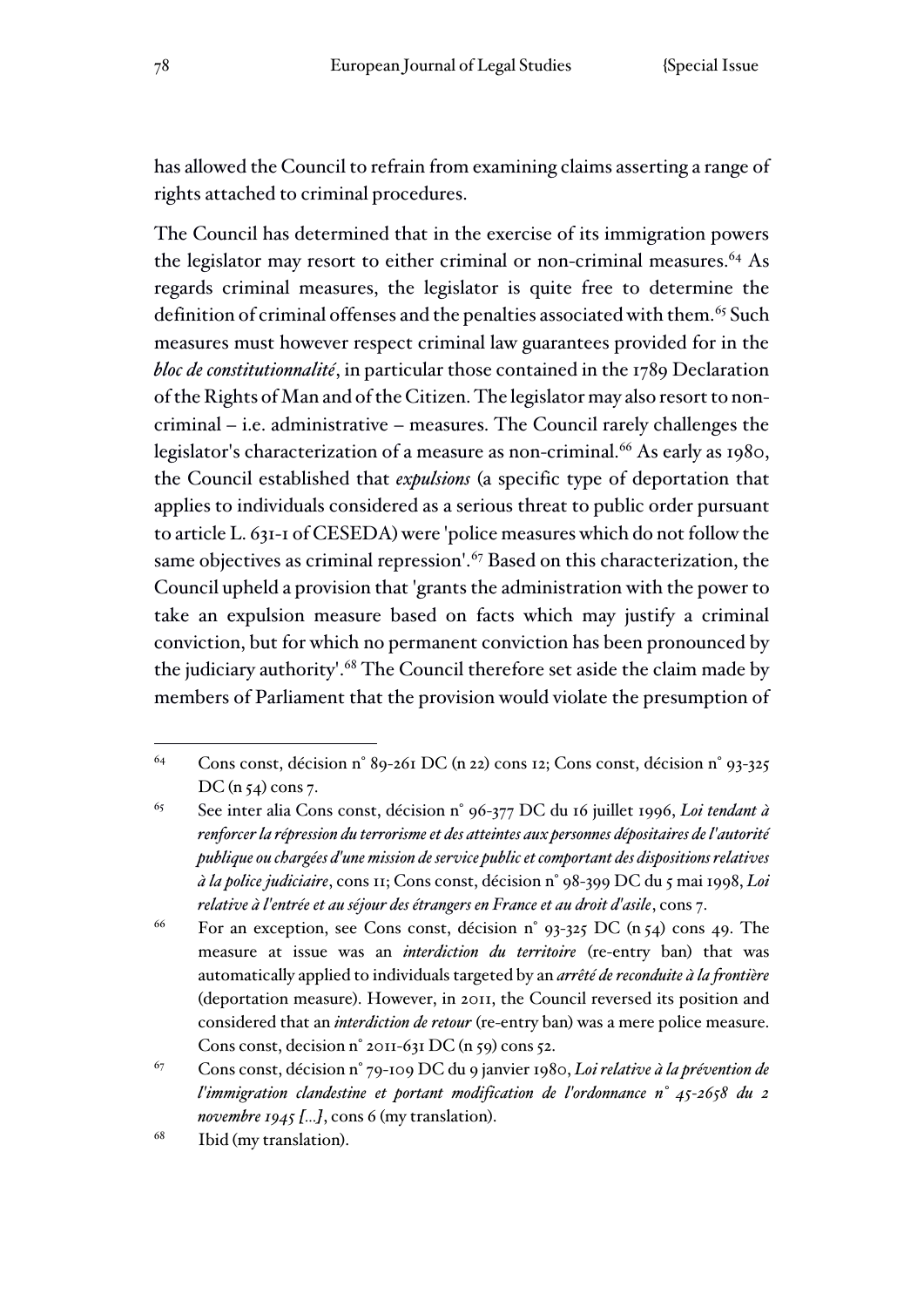has allowed the Council to refrain from examining claims asserting a range of rights attached to criminal procedures.

The Council has determined that in the exercise of its immigration powers the legislator may resort to either criminal or non-criminal measures.[64] As regards criminal measures, the legislator is quite free to determine the definition of criminal offenses and the penalties associated with them.[65] Such measures must however respect criminal law guarantees provided for in the *bloc de constitutionnalité*, in particular those contained in the 1789 Declaration of the Rights of Man and of the Citizen. The legislator may also resort to non-criminal – i.e. administrative – measures. The Council rarely challenges the legislator's characterization of a measure as non-criminal.[66] As early as 1980, the Council established that *expulsions* (a specific type of deportation that applies to individuals considered as a serious threat to public order pursuant to article L. 631-1 of CESEDA) were 'police measures which do not follow the same objectives as criminal repression'.[67] Based on this characterization, the Council upheld a provision that 'grants the administration with the power to take an expulsion measure based on facts which may justify a criminal conviction, but for which no permanent conviction has been pronounced by the judiciary authority'.[68] The Council therefore set aside the claim made by members of Parliament that the provision would violate the presumption of

---

[64] Cons const, décision n° 89-261 DC (n 22) cons 12; Cons const, décision n° 93-325 DC (n 54) cons 7.

[65] See inter alia Cons const, décision n° 96-377 DC du 16 juillet 1996, *Loi tendant à renforcer la répression du terrorisme et des atteintes aux personnes dépositaires de l'autorité publique ou chargées d'une mission de service public et comportant des dispositions relatives à la police judiciaire*, cons 11; Cons const, décision n° 98-399 DC du 5 mai 1998, *Loi relative à l'entrée et au séjour des étrangers en France et au droit d'asile*, cons 7.

[66] For an exception, see Cons const, décision n° 93-325 DC (n 54) cons 49. The measure at issue was an *interdiction du territoire* (re-entry ban) that was automatically applied to individuals targeted by an *arrêté de reconduite à la frontière* (deportation measure). However, in 2011, the Council reversed its position and considered that an *interdiction de retour* (re-entry ban) was a mere police measure. Cons const, decision n° 2011-631 DC (n 59) cons 52.

[67] Cons const, décision n° 79-109 DC du 9 janvier 1980, *Loi relative à la prévention de l'immigration clandestine et portant modification de l'ordonnance n° 45-2658 du 2 novembre 1945 [...]*, cons 6 (my translation).

[68] Ibid (my translation).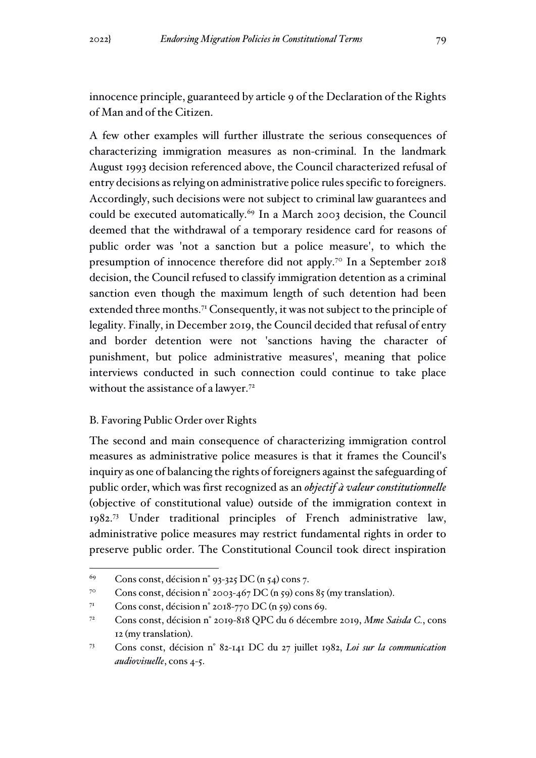innocence principle, guaranteed by article 9 of the Declaration of the Rights of Man and of the Citizen.

A few other examples will further illustrate the serious consequences of characterizing immigration measures as non-criminal. In the landmark August 1993 decision referenced above, the Council characterized refusal of entry decisions as relying on administrative police rules specific to foreigners. Accordingly, such decisions were not subject to criminal law guarantees and could be executed automatically.[69] In a March 2003 decision, the Council deemed that the withdrawal of a temporary residence card for reasons of public order was 'not a sanction but a police measure', to which the presumption of innocence therefore did not apply.[70] In a September 2018 decision, the Council refused to classify immigration detention as a criminal sanction even though the maximum length of such detention had been extended three months.[71] Consequently, it was not subject to the principle of legality. Finally, in December 2019, the Council decided that refusal of entry and border detention were not 'sanctions having the character of punishment, but police administrative measures', meaning that police interviews conducted in such connection could continue to take place without the assistance of a lawyer.[72]

### B. Favoring Public Order over Rights

The second and main consequence of characterizing immigration control measures as administrative police measures is that it frames the Council's inquiry as one of balancing the rights of foreigners against the safeguarding of public order, which was first recognized as an ***objectif à valeur constitutionnelle*** (objective of constitutional value) outside of the immigration context in 1982.[73] Under traditional principles of French administrative law, administrative police measures may restrict fundamental rights in order to preserve public order. The Constitutional Council took direct inspiration

---

[69] Cons const, décision n° 93-325 DC (n 54) cons 7.

[70] Cons const, décision n° 2003-467 DC (n 59) cons 85 (my translation).

[71] Cons const, décision n° 2018-770 DC (n 59) cons 69.

[72] Cons const, décision n° 2019-818 QPC du 6 décembre 2019, *Mme Saisda C.*, cons 12 (my translation).

[73] Cons const, décision n° 82-141 DC du 27 juillet 1982, *Loi sur la communication audiovisuelle*, cons 4-5.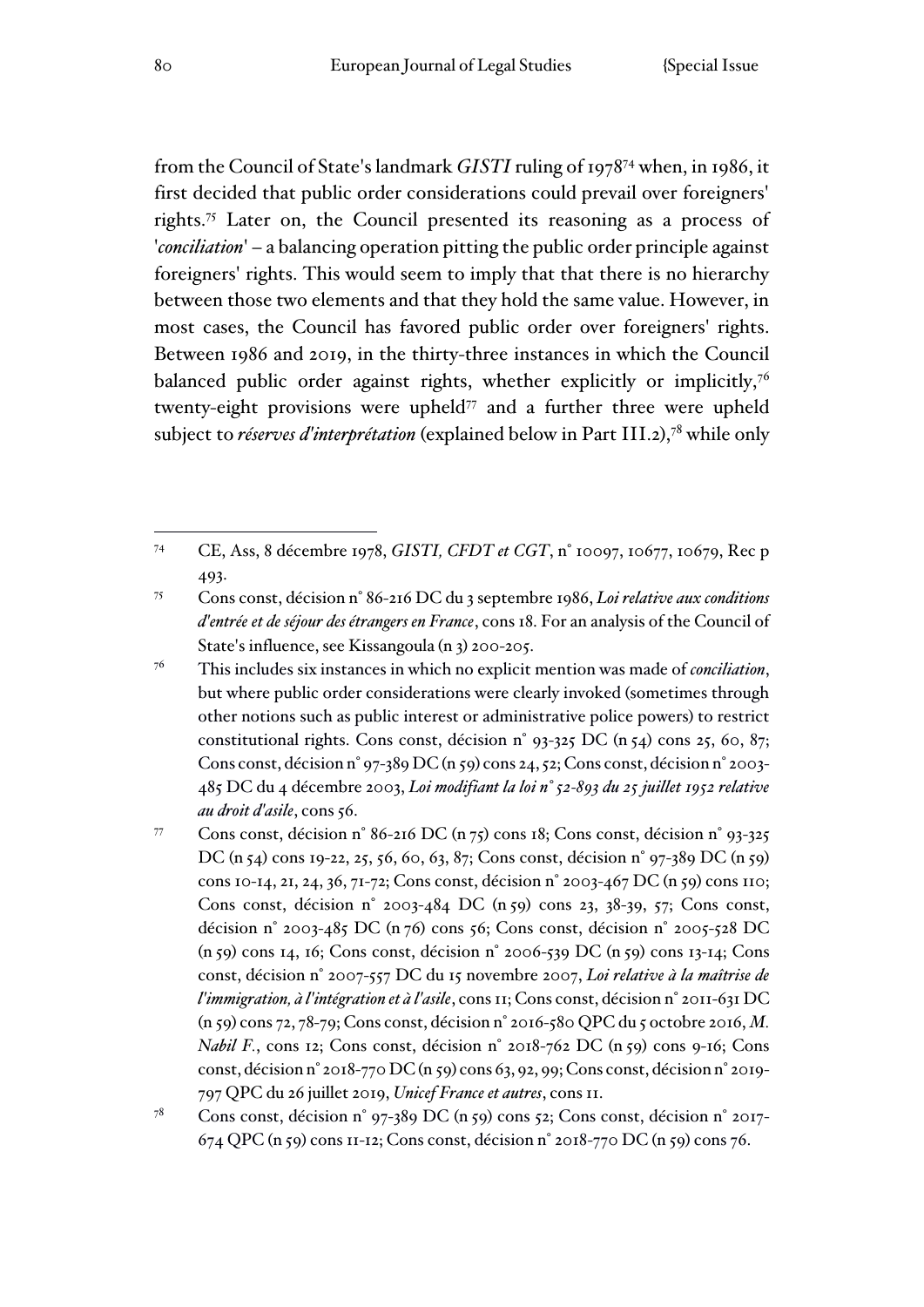from the Council of State's landmark *GISTI* ruling of 1978[74] when, in 1986, it first decided that public order considerations could prevail over foreigners' rights.[75] Later on, the Council presented its reasoning as a process of '*conciliation*' – a balancing operation pitting the public order principle against foreigners' rights. This would seem to imply that that there is no hierarchy between those two elements and that they hold the same value. However, in most cases, the Council has favored public order over foreigners' rights. Between 1986 and 2019, in the thirty-three instances in which the Council balanced public order against rights, whether explicitly or implicitly,[76] twenty-eight provisions were upheld[77] and a further three were upheld subject to *réserves d'interprétation* (explained below in Part III.2),[78] while only

---

[74] CE, Ass, 8 décembre 1978, *GISTI, CFDT et CGT*, n° 10097, 10677, 10679, Rec p 493.

[75] Cons const, décision n° 86-216 DC du 3 septembre 1986, *Loi relative aux conditions d'entrée et de séjour des étrangers en France*, cons 18. For an analysis of the Council of State's influence, see Kissangoula (n 3) 200-205.

[76] This includes six instances in which no explicit mention was made of *conciliation*, but where public order considerations were clearly invoked (sometimes through other notions such as public interest or administrative police powers) to restrict constitutional rights. Cons const, décision n° 93-325 DC (n 54) cons 25, 60, 87; Cons const, décision n° 97-389 DC (n 59) cons 24, 52; Cons const, décision n° 2003-485 DC du 4 décembre 2003, *Loi modifiant la loi n° 52-893 du 25 juillet 1952 relative au droit d'asile*, cons 56.

[77] Cons const, décision n° 86-216 DC (n 75) cons 18; Cons const, décision n° 93-325 DC (n 54) cons 19-22, 25, 56, 60, 63, 87; Cons const, décision n° 97-389 DC (n 59) cons 10-14, 21, 24, 36, 71-72; Cons const, décision n° 2003-467 DC (n 59) cons 110; Cons const, décision n° 2003-484 DC (n 59) cons 23, 38-39, 57; Cons const, décision n° 2003-485 DC (n 76) cons 56; Cons const, décision n° 2005-528 DC (n 59) cons 14, 16; Cons const, décision n° 2006-539 DC (n 59) cons 13-14; Cons const, décision n° 2007-557 DC du 15 novembre 2007, *Loi relative à la maîtrise de l'immigration, à l'intégration et à l'asile*, cons 11; Cons const, décision n° 2011-631 DC (n 59) cons 72, 78-79; Cons const, décision n° 2016-580 QPC du 5 octobre 2016, *M. Nabil F.*, cons 12; Cons const, décision n° 2018-762 DC (n 59) cons 9-16; Cons const, décision n° 2018-770 DC (n 59) cons 63, 92, 99; Cons const, décision n° 2019-797 QPC du 26 juillet 2019, *Unicef France et autres*, cons 11.

[78] Cons const, décision n° 97-389 DC (n 59) cons 52; Cons const, décision n° 2017-674 QPC (n 59) cons 11-12; Cons const, décision n° 2018-770 DC (n 59) cons 76.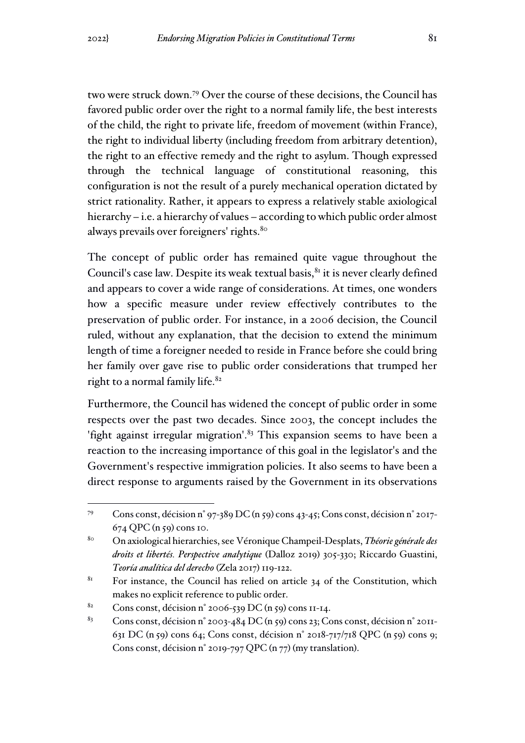two were struck down.[79] Over the course of these decisions, the Council has favored public order over the right to a normal family life, the best interests of the child, the right to private life, freedom of movement (within France), the right to individual liberty (including freedom from arbitrary detention), the right to an effective remedy and the right to asylum. Though expressed through the technical language of constitutional reasoning, this configuration is not the result of a purely mechanical operation dictated by strict rationality. Rather, it appears to express a relatively stable axiological hierarchy – i.e. a hierarchy of values – according to which public order almost always prevails over foreigners' rights.[80]

The concept of public order has remained quite vague throughout the Council's case law. Despite its weak textual basis,[81] it is never clearly defined and appears to cover a wide range of considerations. At times, one wonders how a specific measure under review effectively contributes to the preservation of public order. For instance, in a 2006 decision, the Council ruled, without any explanation, that the decision to extend the minimum length of time a foreigner needed to reside in France before she could bring her family over gave rise to public order considerations that trumped her right to a normal family life.[82]

Furthermore, the Council has widened the concept of public order in some respects over the past two decades. Since 2003, the concept includes the 'fight against irregular migration'.[83] This expansion seems to have been a reaction to the increasing importance of this goal in the legislator's and the Government's respective immigration policies. It also seems to have been a direct response to arguments raised by the Government in its observations

---

[79] Cons const, décision n° 97-389 DC (n 59) cons 43-45; Cons const, décision n° 2017-674 QPC (n 59) cons 10.

[80] On axiological hierarchies, see Véronique Champeil-Desplats, *Théorie générale des droits et libertés. Perspective analytique* (Dalloz 2019) 305-330; Riccardo Guastini, *Teoría analítica del derecho* (Zela 2017) 119-122.

[81] For instance, the Council has relied on article 34 of the Constitution, which makes no explicit reference to public order.

[82] Cons const, décision n° 2006-539 DC (n 59) cons 11-14.

[83] Cons const, décision n° 2003-484 DC (n 59) cons 23; Cons const, décision n° 2011-631 DC (n 59) cons 64; Cons const, décision n° 2018-717/718 QPC (n 59) cons 9; Cons const, décision n° 2019-797 QPC (n 77) (my translation).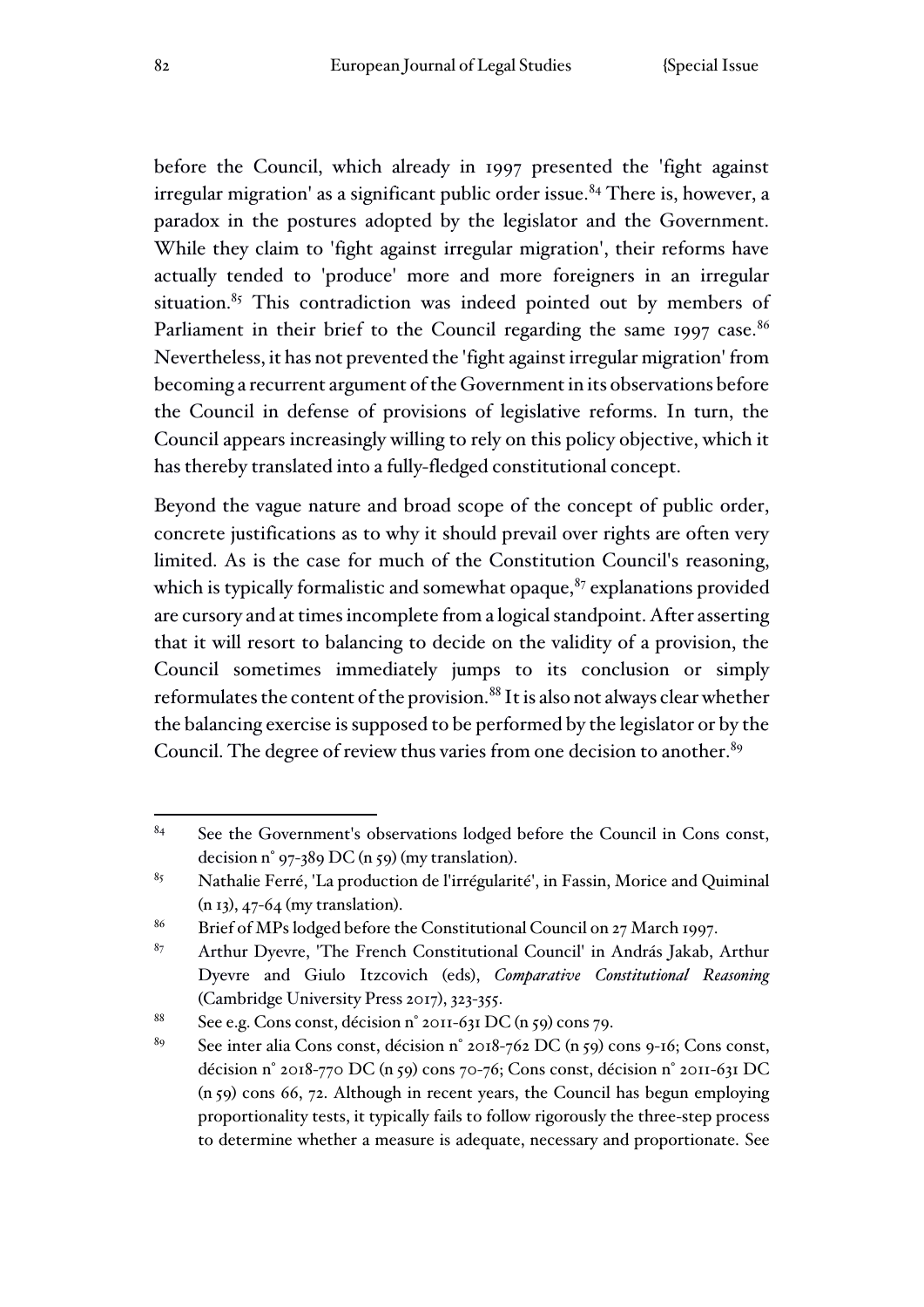before the Council, which already in 1997 presented the 'fight against irregular migration' as a significant public order issue.[84] There is, however, a paradox in the postures adopted by the legislator and the Government. While they claim to 'fight against irregular migration', their reforms have actually tended to 'produce' more and more foreigners in an irregular situation.[85] This contradiction was indeed pointed out by members of Parliament in their brief to the Council regarding the same 1997 case.[86] Nevertheless, it has not prevented the 'fight against irregular migration' from becoming a recurrent argument of the Government in its observations before the Council in defense of provisions of legislative reforms. In turn, the Council appears increasingly willing to rely on this policy objective, which it has thereby translated into a fully-fledged constitutional concept.

Beyond the vague nature and broad scope of the concept of public order, concrete justifications as to why it should prevail over rights are often very limited. As is the case for much of the Constitution Council's reasoning, which is typically formalistic and somewhat opaque,[87] explanations provided are cursory and at times incomplete from a logical standpoint. After asserting that it will resort to balancing to decide on the validity of a provision, the Council sometimes immediately jumps to its conclusion or simply reformulates the content of the provision.[88] It is also not always clear whether the balancing exercise is supposed to be performed by the legislator or by the Council. The degree of review thus varies from one decision to another.[89]

---

[84] See the Government's observations lodged before the Council in Cons const, decision n° 97-389 DC (n 59) (my translation).

[85] Nathalie Ferré, 'La production de l'irrégularité', in Fassin, Morice and Quiminal (n 13), 47-64 (my translation).

[86] Brief of MPs lodged before the Constitutional Council on 27 March 1997.

[87] Arthur Dyevre, 'The French Constitutional Council' in András Jakab, Arthur Dyevre and Giulo Itzcovich (eds), *Comparative Constitutional Reasoning* (Cambridge University Press 2017), 323-355.

[88] See e.g. Cons const, décision n° 2011-631 DC (n 59) cons 79.

[89] See inter alia Cons const, décision n° 2018-762 DC (n 59) cons 9-16; Cons const, décision n° 2018-770 DC (n 59) cons 70-76; Cons const, décision n° 2011-631 DC (n 59) cons 66, 72. Although in recent years, the Council has begun employing proportionality tests, it typically fails to follow rigorously the three-step process to determine whether a measure is adequate, necessary and proportionate. See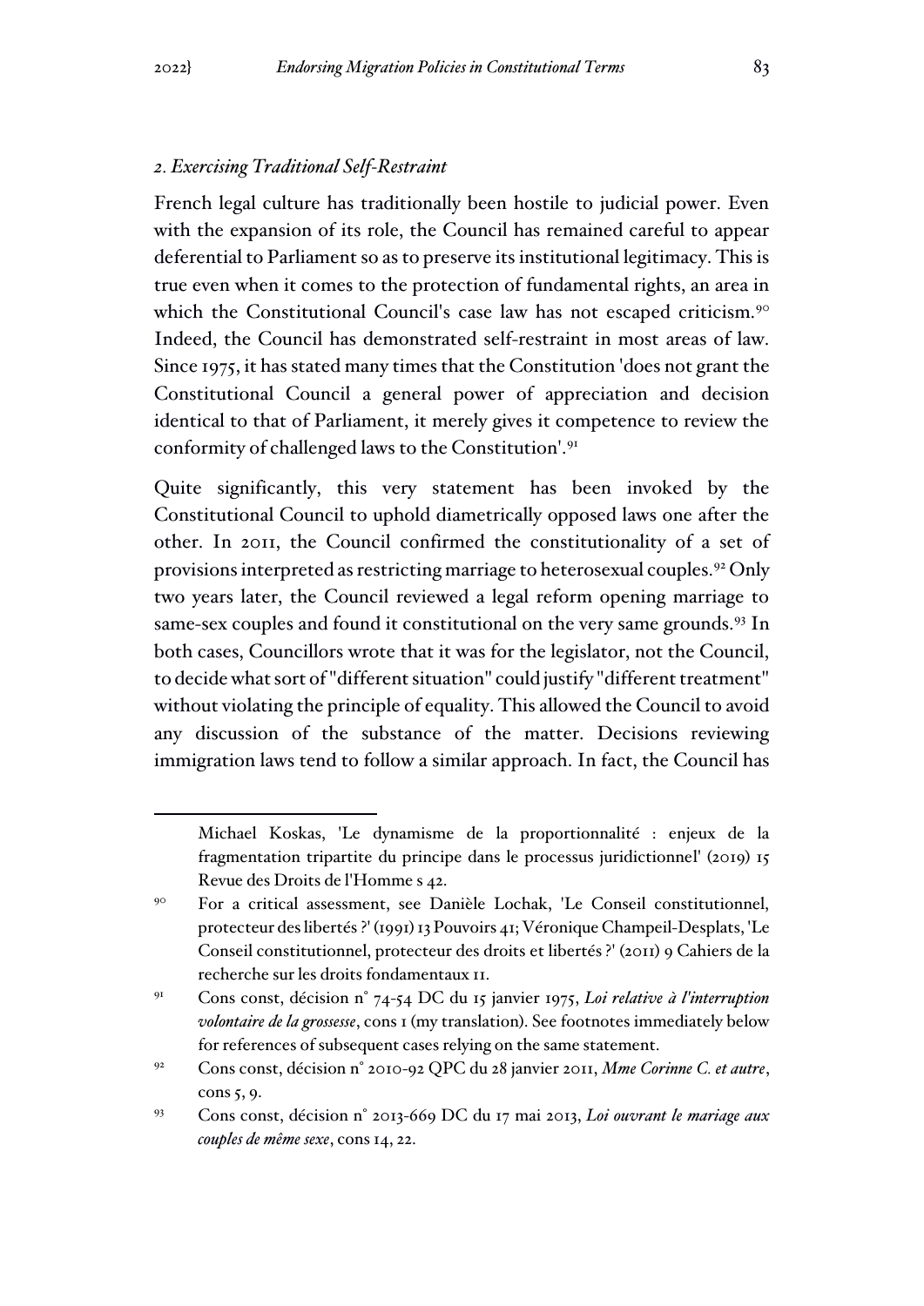### *2. Exercising Traditional Self-Restraint*

French legal culture has traditionally been hostile to judicial power. Even with the expansion of its role, the Council has remained careful to appear deferential to Parliament so as to preserve its institutional legitimacy. This is true even when it comes to the protection of fundamental rights, an area in which the Constitutional Council's case law has not escaped criticism.[90] Indeed, the Council has demonstrated self-restraint in most areas of law. Since 1975, it has stated many times that the Constitution 'does not grant the Constitutional Council a general power of appreciation and decision identical to that of Parliament, it merely gives it competence to review the conformity of challenged laws to the Constitution'.[91]

Quite significantly, this very statement has been invoked by the Constitutional Council to uphold diametrically opposed laws one after the other. In 2011, the Council confirmed the constitutionality of a set of provisions interpreted as restricting marriage to heterosexual couples.[92] Only two years later, the Council reviewed a legal reform opening marriage to same-sex couples and found it constitutional on the very same grounds.[93] In both cases, Councillors wrote that it was for the legislator, not the Council, to decide what sort of "different situation" could justify "different treatment" without violating the principle of equality. This allowed the Council to avoid any discussion of the substance of the matter. Decisions reviewing immigration laws tend to follow a similar approach. In fact, the Council has

---

Michael Koskas, 'Le dynamisme de la proportionnalité : enjeux de la fragmentation tripartite du principe dans le processus juridictionnel' (2019) 15 Revue des Droits de l'Homme s 42.

[90] For a critical assessment, see Danièle Lochak, 'Le Conseil constitutionnel, protecteur des libertés ?' (1991) 13 Pouvoirs 41; Véronique Champeil-Desplats, 'Le Conseil constitutionnel, protecteur des droits et libertés ?' (2011) 9 Cahiers de la recherche sur les droits fondamentaux 11.

[91] Cons const, décision n° 74-54 DC du 15 janvier 1975, *Loi relative à l'interruption volontaire de la grossesse*, cons 1 (my translation). See footnotes immediately below for references of subsequent cases relying on the same statement.

[92] Cons const, décision n° 2010-92 QPC du 28 janvier 2011, *Mme Corinne C. et autre*, cons 5, 9.

[93] Cons const, décision n° 2013-669 DC du 17 mai 2013, *Loi ouvrant le mariage aux couples de même sexe*, cons 14, 22.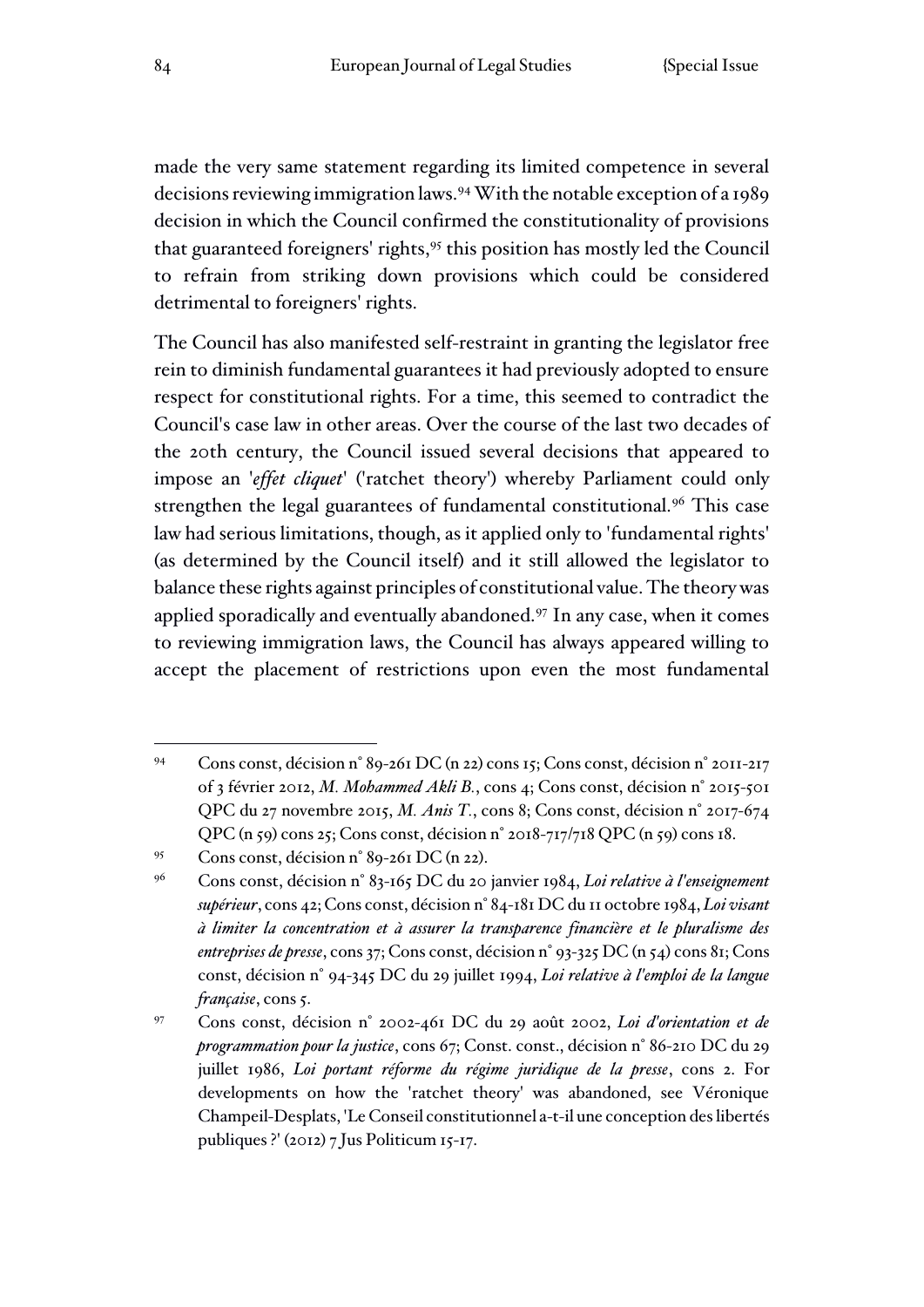made the very same statement regarding its limited competence in several decisions reviewing immigration laws.[94] With the notable exception of a 1989 decision in which the Council confirmed the constitutionality of provisions that guaranteed foreigners' rights,[95] this position has mostly led the Council to refrain from striking down provisions which could be considered detrimental to foreigners' rights.

The Council has also manifested self-restraint in granting the legislator free rein to diminish fundamental guarantees it had previously adopted to ensure respect for constitutional rights. For a time, this seemed to contradict the Council's case law in other areas. Over the course of the last two decades of the 20th century, the Council issued several decisions that appeared to impose an '*effet cliquet*' ('ratchet theory') whereby Parliament could only strengthen the legal guarantees of fundamental constitutional.[96] This case law had serious limitations, though, as it applied only to 'fundamental rights' (as determined by the Council itself) and it still allowed the legislator to balance these rights against principles of constitutional value. The theory was applied sporadically and eventually abandoned.[97] In any case, when it comes to reviewing immigration laws, the Council has always appeared willing to accept the placement of restrictions upon even the most fundamental

---

[94] Cons const, décision n° 89-261 DC (n 22) cons 15; Cons const, décision n° 2011-217 of 3 février 2012, *M. Mohammed Akli B.*, cons 4; Cons const, décision n° 2015-501 QPC du 27 novembre 2015, *M. Anis T.*, cons 8; Cons const, décision n° 2017-674 QPC (n 59) cons 25; Cons const, décision n° 2018-717/718 QPC (n 59) cons 18.

[95] Cons const, décision n° 89-261 DC (n 22).

[96] Cons const, décision n° 83-165 DC du 20 janvier 1984, *Loi relative à l'enseignement supérieur*, cons 42; Cons const, décision n° 84-181 DC du 11 octobre 1984, *Loi visant à limiter la concentration et à assurer la transparence financière et le pluralisme des entreprises de presse*, cons 37; Cons const, décision n° 93-325 DC (n 54) cons 81; Cons const, décision n° 94-345 DC du 29 juillet 1994, *Loi relative à l'emploi de la langue française*, cons 5.

[97] Cons const, décision n° 2002-461 DC du 29 août 2002, *Loi d'orientation et de programmation pour la justice*, cons 67; Const. const., décision n° 86-210 DC du 29 juillet 1986, *Loi portant réforme du régime juridique de la presse*, cons 2. For developments on how the 'ratchet theory' was abandoned, see Véronique Champeil-Desplats, 'Le Conseil constitutionnel a-t-il une conception des libertés publiques ?' (2012) 7 Jus Politicum 15-17.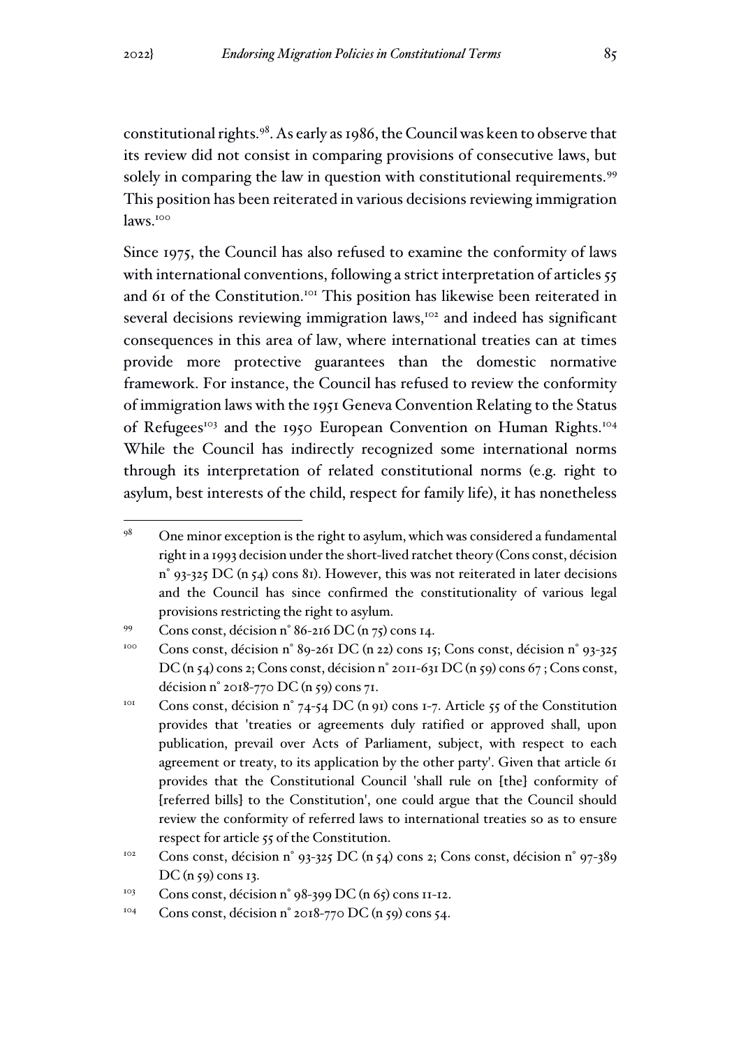constitutional rights.[98]. As early as 1986, the Council was keen to observe that its review did not consist in comparing provisions of consecutive laws, but solely in comparing the law in question with constitutional requirements.[99] This position has been reiterated in various decisions reviewing immigration laws.[100]

Since 1975, the Council has also refused to examine the conformity of laws with international conventions, following a strict interpretation of articles 55 and 61 of the Constitution.[101] This position has likewise been reiterated in several decisions reviewing immigration laws,[102] and indeed has significant consequences in this area of law, where international treaties can at times provide more protective guarantees than the domestic normative framework. For instance, the Council has refused to review the conformity of immigration laws with the 1951 Geneva Convention Relating to the Status of Refugees[103] and the 1950 European Convention on Human Rights.[104] While the Council has indirectly recognized some international norms through its interpretation of related constitutional norms (e.g. right to asylum, best interests of the child, respect for family life), it has nonetheless

---

[98] One minor exception is the right to asylum, which was considered a fundamental right in a 1993 decision under the short-lived ratchet theory (Cons const, décision n° 93-325 DC (n 54) cons 81). However, this was not reiterated in later decisions and the Council has since confirmed the constitutionality of various legal provisions restricting the right to asylum.

[99] Cons const, décision n° 86-216 DC (n 75) cons 14.

[100] Cons const, décision n° 89-261 DC (n 22) cons 15; Cons const, décision n° 93-325 DC (n 54) cons 2; Cons const, décision n° 2011-631 DC (n 59) cons 67 ; Cons const, décision n° 2018-770 DC (n 59) cons 71.

[101] Cons const, décision n° 74-54 DC (n 91) cons 1-7. Article 55 of the Constitution provides that 'treaties or agreements duly ratified or approved shall, upon publication, prevail over Acts of Parliament, subject, with respect to each agreement or treaty, to its application by the other party'. Given that article 61 provides that the Constitutional Council 'shall rule on [the] conformity of [referred bills] to the Constitution', one could argue that the Council should review the conformity of referred laws to international treaties so as to ensure respect for article 55 of the Constitution.

[102] Cons const, décision n° 93-325 DC (n 54) cons 2; Cons const, décision n° 97-389 DC (n 59) cons 13.

[103] Cons const, décision n° 98-399 DC (n 65) cons 11-12.

[104] Cons const, décision n° 2018-770 DC (n 59) cons 54.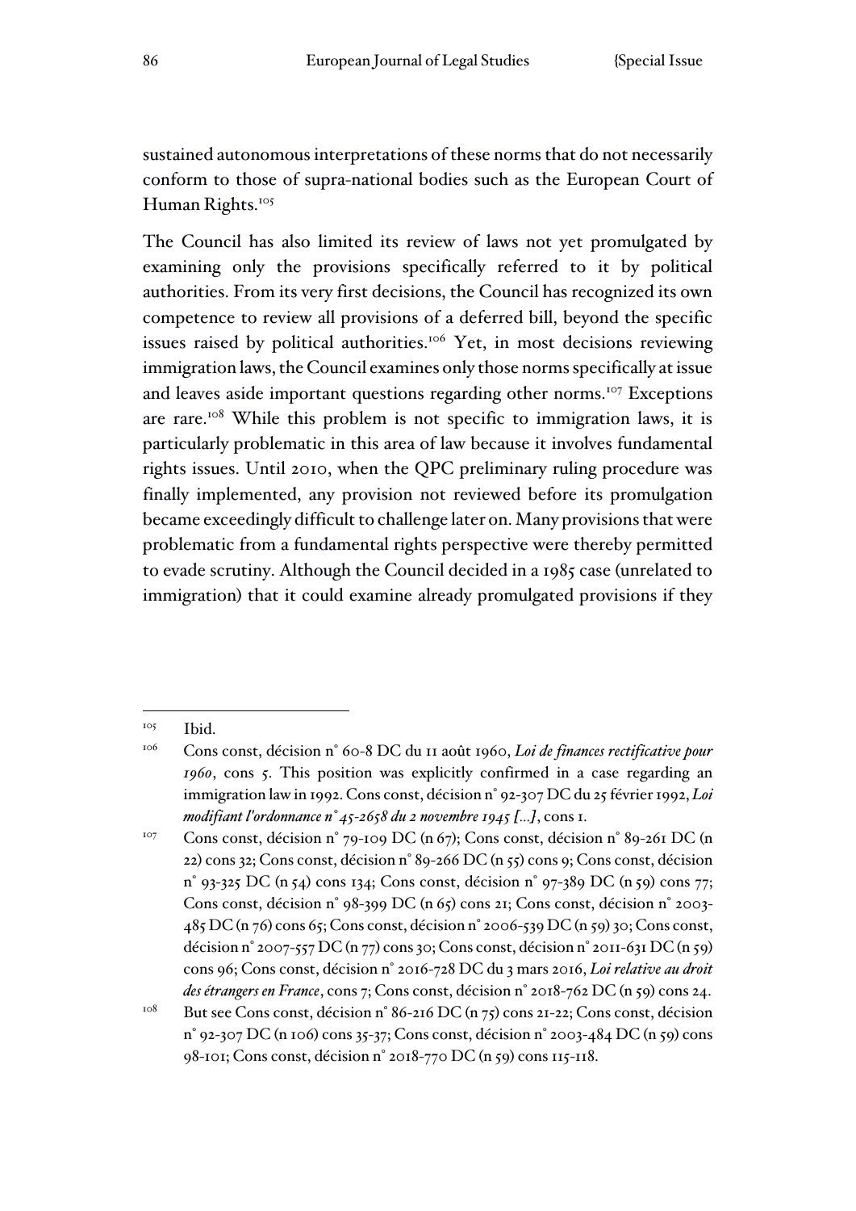sustained autonomous interpretations of these norms that do not necessarily conform to those of supra-national bodies such as the European Court of Human Rights.[105]

The Council has also limited its review of laws not yet promulgated by examining only the provisions specifically referred to it by political authorities. From its very first decisions, the Council has recognized its own competence to review all provisions of a deferred bill, beyond the specific issues raised by political authorities.[106] Yet, in most decisions reviewing immigration laws, the Council examines only those norms specifically at issue and leaves aside important questions regarding other norms.[107] Exceptions are rare.[108] While this problem is not specific to immigration laws, it is particularly problematic in this area of law because it involves fundamental rights issues. Until 2010, when the QPC preliminary ruling procedure was finally implemented, any provision not reviewed before its promulgation became exceedingly difficult to challenge later on. Many provisions that were problematic from a fundamental rights perspective were thereby permitted to evade scrutiny. Although the Council decided in a 1985 case (unrelated to immigration) that it could examine already promulgated provisions if they

---

[105] Ibid.

[106] Cons const, décision n° 60-8 DC du 11 août 1960, *Loi de finances rectificative pour 1960*, cons 5. This position was explicitly confirmed in a case regarding an immigration law in 1992. Cons const, décision n° 92-307 DC du 25 février 1992, *Loi modifiant l'ordonnance n° 45-2658 du 2 novembre 1945 […]*, cons 1.

[107] Cons const, décision n° 79-109 DC (n 67); Cons const, décision n° 89-261 DC (n 22) cons 32; Cons const, décision n° 89-266 DC (n 55) cons 9; Cons const, décision n° 93-325 DC (n 54) cons 134; Cons const, décision n° 97-389 DC (n 59) cons 77; Cons const, décision n° 98-399 DC (n 65) cons 21; Cons const, décision n° 2003-485 DC (n 76) cons 65; Cons const, décision n° 2006-539 DC (n 59) 30; Cons const, décision n° 2007-557 DC (n 77) cons 30; Cons const, décision n° 2011-631 DC (n 59) cons 96; Cons const, décision n° 2016-728 DC du 3 mars 2016, *Loi relative au droit des étrangers en France*, cons 7; Cons const, décision n° 2018-762 DC (n 59) cons 24.

[108] But see Cons const, décision n° 86-216 DC (n 75) cons 21-22; Cons const, décision n° 92-307 DC (n 106) cons 35-37; Cons const, décision n° 2003-484 DC (n 59) cons 98-101; Cons const, décision n° 2018-770 DC (n 59) cons 115-118.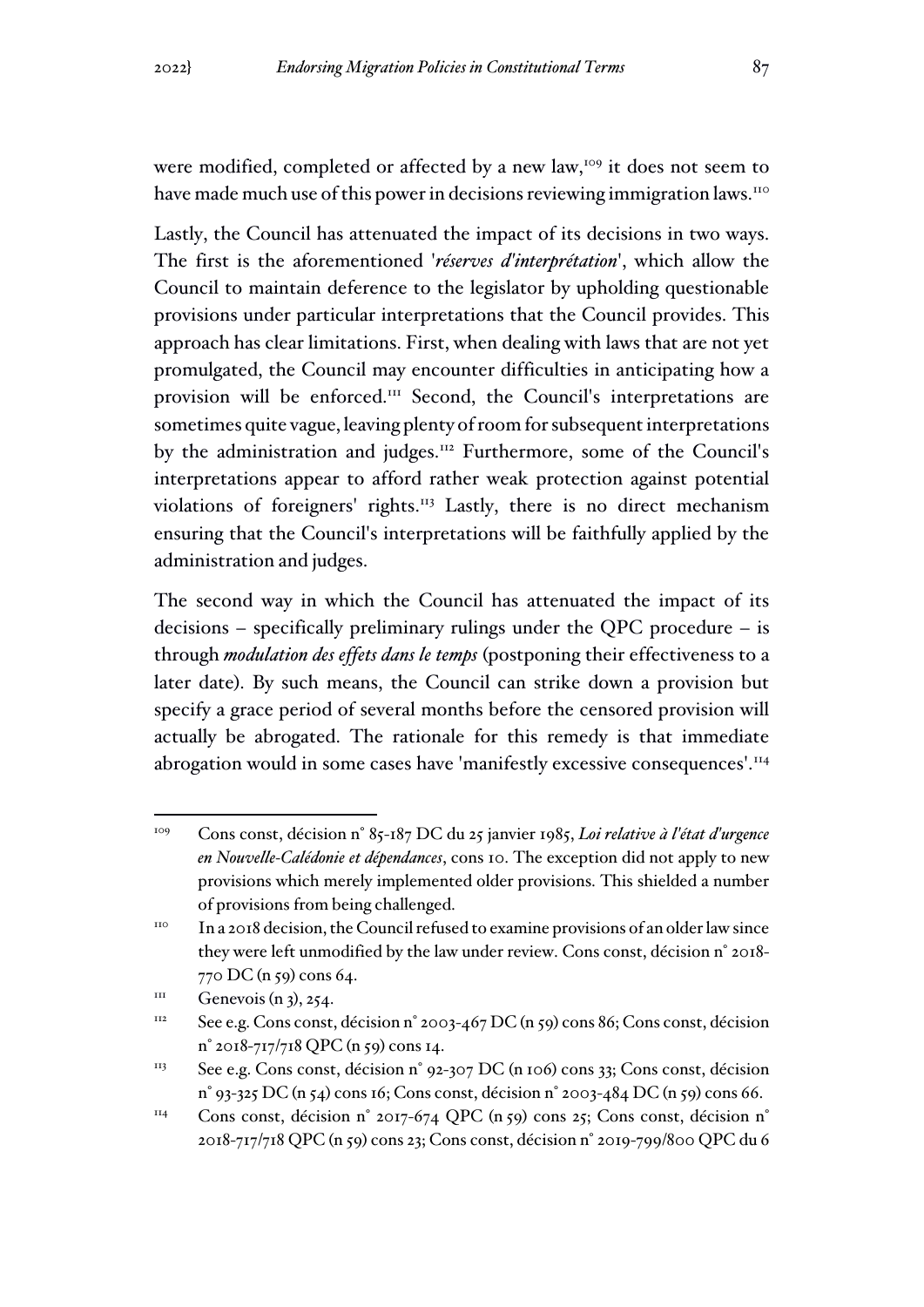were modified, completed or affected by a new law,[109] it does not seem to have made much use of this power in decisions reviewing immigration laws.[110]

Lastly, the Council has attenuated the impact of its decisions in two ways. The first is the aforementioned '*réserves d'interprétation*', which allow the Council to maintain deference to the legislator by upholding questionable provisions under particular interpretations that the Council provides. This approach has clear limitations. First, when dealing with laws that are not yet promulgated, the Council may encounter difficulties in anticipating how a provision will be enforced.[111] Second, the Council's interpretations are sometimes quite vague, leaving plenty of room for subsequent interpretations by the administration and judges.[112] Furthermore, some of the Council's interpretations appear to afford rather weak protection against potential violations of foreigners' rights.[113] Lastly, there is no direct mechanism ensuring that the Council's interpretations will be faithfully applied by the administration and judges.

The second way in which the Council has attenuated the impact of its decisions – specifically preliminary rulings under the QPC procedure – is through *modulation des effets dans le temps* (postponing their effectiveness to a later date). By such means, the Council can strike down a provision but specify a grace period of several months before the censored provision will actually be abrogated. The rationale for this remedy is that immediate abrogation would in some cases have 'manifestly excessive consequences'.[114]

---

[109] Cons const, décision n° 85-187 DC du 25 janvier 1985, *Loi relative à l'état d'urgence en Nouvelle-Calédonie et dépendances*, cons 10. The exception did not apply to new provisions which merely implemented older provisions. This shielded a number of provisions from being challenged.

[110] In a 2018 decision, the Council refused to examine provisions of an older law since they were left unmodified by the law under review. Cons const, décision n° 2018-770 DC (n 59) cons 64.

[111] Genevois (n 3), 254.

[112] See e.g. Cons const, décision n° 2003-467 DC (n 59) cons 86; Cons const, décision n° 2018-717/718 QPC (n 59) cons 14.

[113] See e.g. Cons const, décision n° 92-307 DC (n 106) cons 33; Cons const, décision n° 93-325 DC (n 54) cons 16; Cons const, décision n° 2003-484 DC (n 59) cons 66.

[114] Cons const, décision n° 2017-674 QPC (n 59) cons 25; Cons const, décision n° 2018-717/718 QPC (n 59) cons 23; Cons const, décision n° 2019-799/800 QPC du 6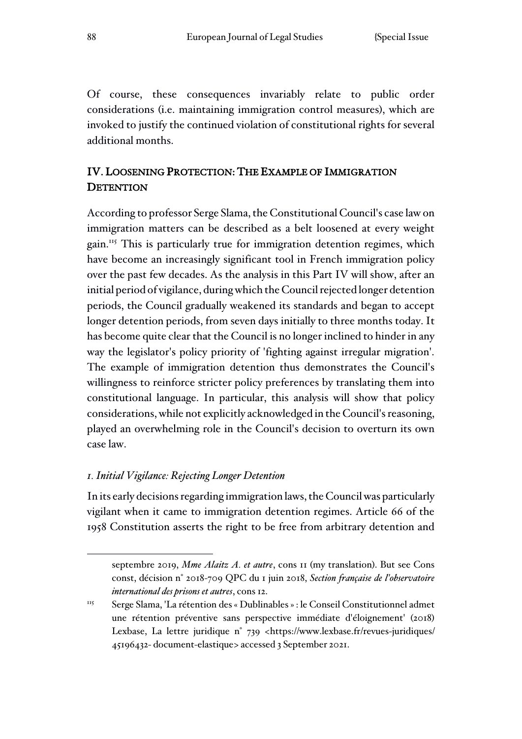Of course, these consequences invariably relate to public order considerations (i.e. maintaining immigration control measures), which are invoked to justify the continued violation of constitutional rights for several additional months.

## IV. Loosening Protection: The Example of Immigration Detention

According to professor Serge Slama, the Constitutional Council's case law on immigration matters can be described as a belt loosened at every weight gain.[115] This is particularly true for immigration detention regimes, which have become an increasingly significant tool in French immigration policy over the past few decades. As the analysis in this Part IV will show, after an initial period of vigilance, during which the Council rejected longer detention periods, the Council gradually weakened its standards and began to accept longer detention periods, from seven days initially to three months today. It has become quite clear that the Council is no longer inclined to hinder in any way the legislator's policy priority of 'fighting against irregular migration'. The example of immigration detention thus demonstrates the Council's willingness to reinforce stricter policy preferences by translating them into constitutional language. In particular, this analysis will show that policy considerations, while not explicitly acknowledged in the Council's reasoning, played an overwhelming role in the Council's decision to overturn its own case law.

### *1. Initial Vigilance: Rejecting Longer Detention*

In its early decisions regarding immigration laws, the Council was particularly vigilant when it came to immigration detention regimes. Article 66 of the 1958 Constitution asserts the right to be free from arbitrary detention and

---

septembre 2019, *Mme Alaitz A. et autre*, cons 11 (my translation). But see Cons const, décision n° 2018-709 QPC du 1 juin 2018, *Section française de l'observatoire international des prisons et autres*, cons 12.

[115] Serge Slama, 'La rétention des « Dublinables » : le Conseil Constitutionnel admet une rétention préventive sans perspective immédiate d'éloignement' (2018) Lexbase, La lettre juridique n° 739 <https://www.lexbase.fr/revues-juridiques/45196432- document-elastique> accessed 3 September 2021.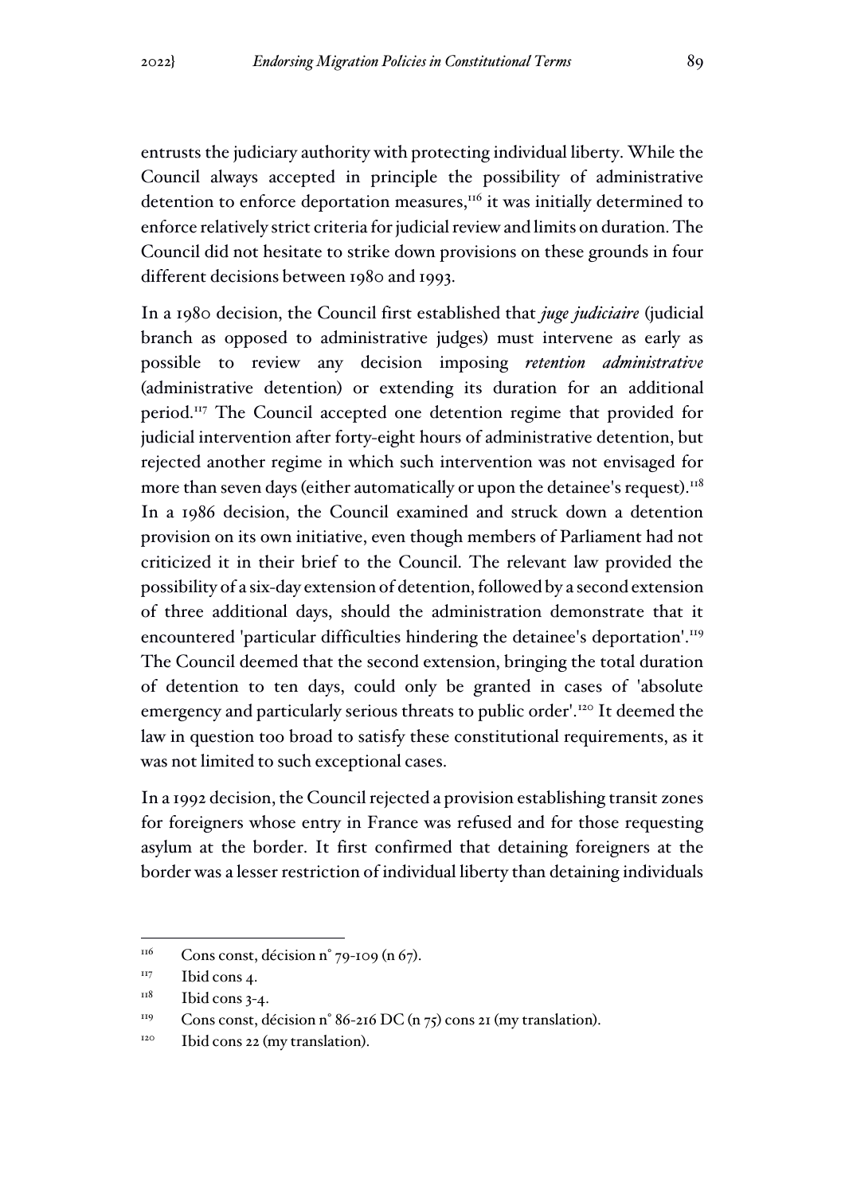entrusts the judiciary authority with protecting individual liberty. While the Council always accepted in principle the possibility of administrative detention to enforce deportation measures,[116] it was initially determined to enforce relatively strict criteria for judicial review and limits on duration. The Council did not hesitate to strike down provisions on these grounds in four different decisions between 1980 and 1993.

In a 1980 decision, the Council first established that *juge judiciaire* (judicial branch as opposed to administrative judges) must intervene as early as possible to review any decision imposing *retention administrative* (administrative detention) or extending its duration for an additional period.[117] The Council accepted one detention regime that provided for judicial intervention after forty-eight hours of administrative detention, but rejected another regime in which such intervention was not envisaged for more than seven days (either automatically or upon the detainee's request).[118] In a 1986 decision, the Council examined and struck down a detention provision on its own initiative, even though members of Parliament had not criticized it in their brief to the Council. The relevant law provided the possibility of a six-day extension of detention, followed by a second extension of three additional days, should the administration demonstrate that it encountered 'particular difficulties hindering the detainee's deportation'.[119] The Council deemed that the second extension, bringing the total duration of detention to ten days, could only be granted in cases of 'absolute emergency and particularly serious threats to public order'.[120] It deemed the law in question too broad to satisfy these constitutional requirements, as it was not limited to such exceptional cases.

In a 1992 decision, the Council rejected a provision establishing transit zones for foreigners whose entry in France was refused and for those requesting asylum at the border. It first confirmed that detaining foreigners at the border was a lesser restriction of individual liberty than detaining individuals

---

[116] Cons const, décision n° 79-109 (n 67).

[117] Ibid cons 4.

[118] Ibid cons 3-4.

[119] Cons const, décision n° 86-216 DC (n 75) cons 21 (my translation).

[120] Ibid cons 22 (my translation).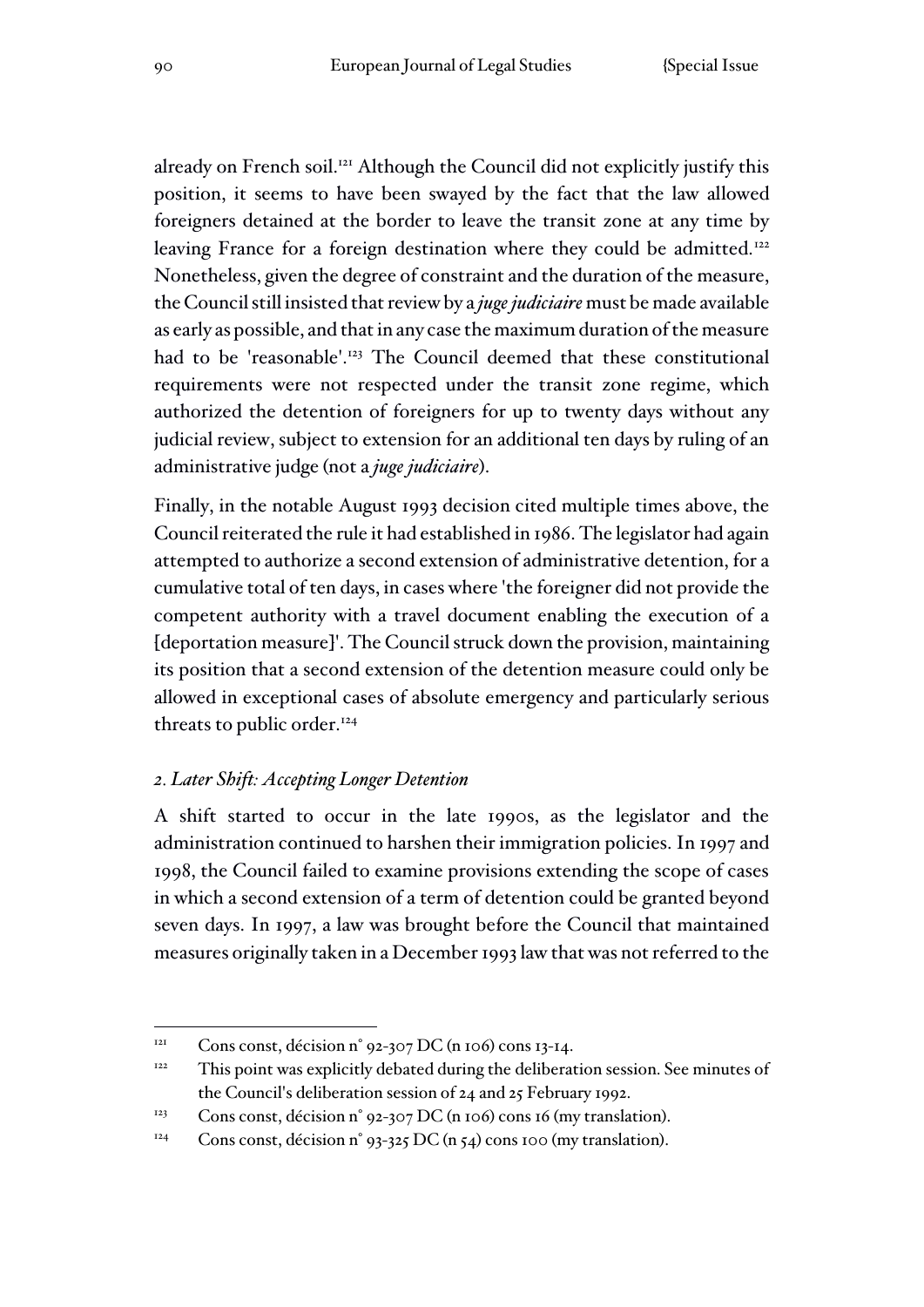already on French soil.[121] Although the Council did not explicitly justify this position, it seems to have been swayed by the fact that the law allowed foreigners detained at the border to leave the transit zone at any time by leaving France for a foreign destination where they could be admitted.[122] Nonetheless, given the degree of constraint and the duration of the measure, the Council still insisted that review by a *juge judiciaire* must be made available as early as possible, and that in any case the maximum duration of the measure had to be 'reasonable'.[123] The Council deemed that these constitutional requirements were not respected under the transit zone regime, which authorized the detention of foreigners for up to twenty days without any judicial review, subject to extension for an additional ten days by ruling of an administrative judge (not a *juge judiciaire*).

Finally, in the notable August 1993 decision cited multiple times above, the Council reiterated the rule it had established in 1986. The legislator had again attempted to authorize a second extension of administrative detention, for a cumulative total of ten days, in cases where 'the foreigner did not provide the competent authority with a travel document enabling the execution of a [deportation measure]'. The Council struck down the provision, maintaining its position that a second extension of the detention measure could only be allowed in exceptional cases of absolute emergency and particularly serious threats to public order.[124]

### *2. Later Shift: Accepting Longer Detention*

A shift started to occur in the late 1990s, as the legislator and the administration continued to harshen their immigration policies. In 1997 and 1998, the Council failed to examine provisions extending the scope of cases in which a second extension of a term of detention could be granted beyond seven days. In 1997, a law was brought before the Council that maintained measures originally taken in a December 1993 law that was not referred to the

---

[121] Cons const, décision n° 92-307 DC (n 106) cons 13-14.

[122] This point was explicitly debated during the deliberation session. See minutes of the Council's deliberation session of 24 and 25 February 1992.

[123] Cons const, décision n° 92-307 DC (n 106) cons 16 (my translation).

[124] Cons const, décision n° 93-325 DC (n 54) cons 100 (my translation).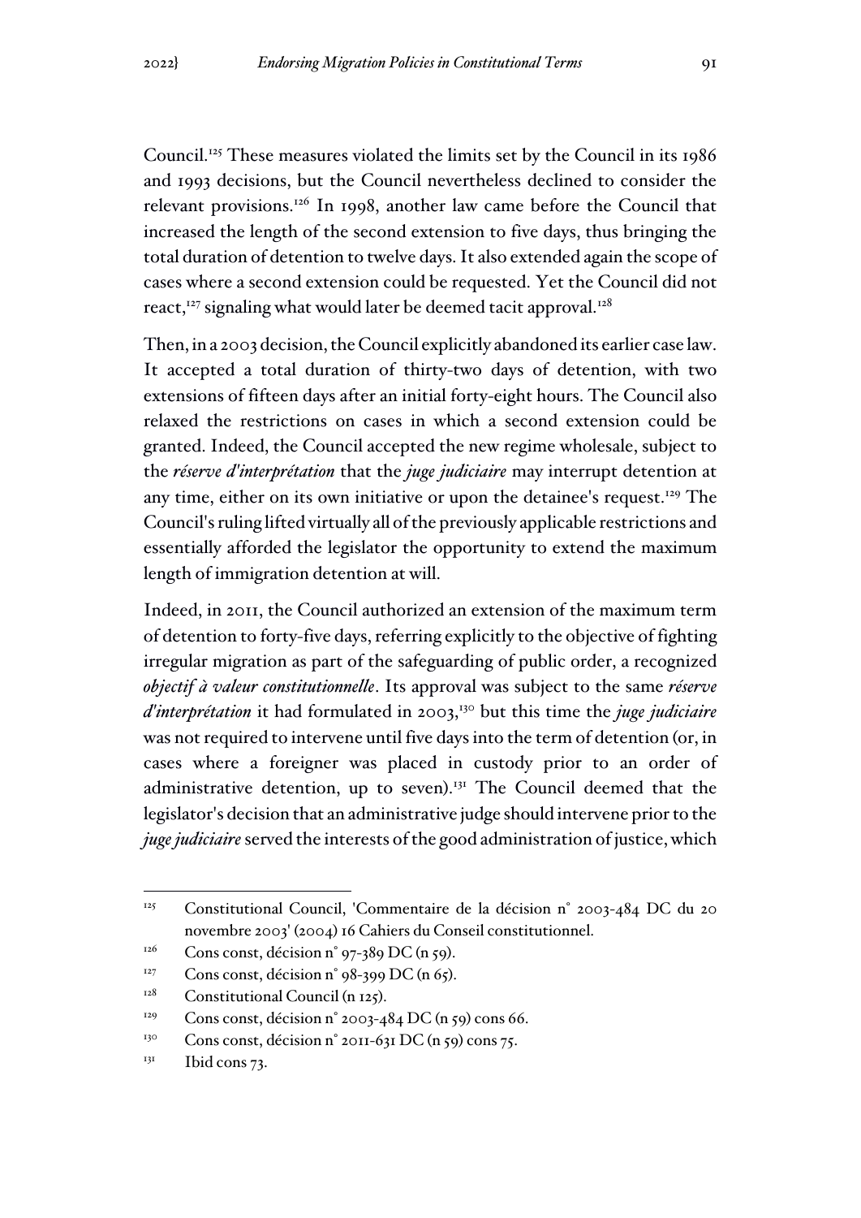Council.[125] These measures violated the limits set by the Council in its 1986 and 1993 decisions, but the Council nevertheless declined to consider the relevant provisions.[126] In 1998, another law came before the Council that increased the length of the second extension to five days, thus bringing the total duration of detention to twelve days. It also extended again the scope of cases where a second extension could be requested. Yet the Council did not react,[127] signaling what would later be deemed tacit approval.[128]

Then, in a 2003 decision, the Council explicitly abandoned its earlier case law. It accepted a total duration of thirty-two days of detention, with two extensions of fifteen days after an initial forty-eight hours. The Council also relaxed the restrictions on cases in which a second extension could be granted. Indeed, the Council accepted the new regime wholesale, subject to the *réserve d'interprétation* that the *juge judiciaire* may interrupt detention at any time, either on its own initiative or upon the detainee's request.[129] The Council's ruling lifted virtually all of the previously applicable restrictions and essentially afforded the legislator the opportunity to extend the maximum length of immigration detention at will.

Indeed, in 2011, the Council authorized an extension of the maximum term of detention to forty-five days, referring explicitly to the objective of fighting irregular migration as part of the safeguarding of public order, a recognized *objectif à valeur constitutionnelle*. Its approval was subject to the same *réserve d'interprétation* it had formulated in 2003,[130] but this time the *juge judiciaire* was not required to intervene until five days into the term of detention (or, in cases where a foreigner was placed in custody prior to an order of administrative detention, up to seven).[131] The Council deemed that the legislator's decision that an administrative judge should intervene prior to the *juge judiciaire* served the interests of the good administration of justice, which

---

[125] Constitutional Council, 'Commentaire de la décision n° 2003-484 DC du 20 novembre 2003' (2004) 16 Cahiers du Conseil constitutionnel.

[126] Cons const, décision n° 97-389 DC (n 59).

[127] Cons const, décision n° 98-399 DC (n 65).

[128] Constitutional Council (n 125).

[129] Cons const, décision n° 2003-484 DC (n 59) cons 66.

[130] Cons const, décision n° 2011-631 DC (n 59) cons 75.

[131] Ibid cons 73.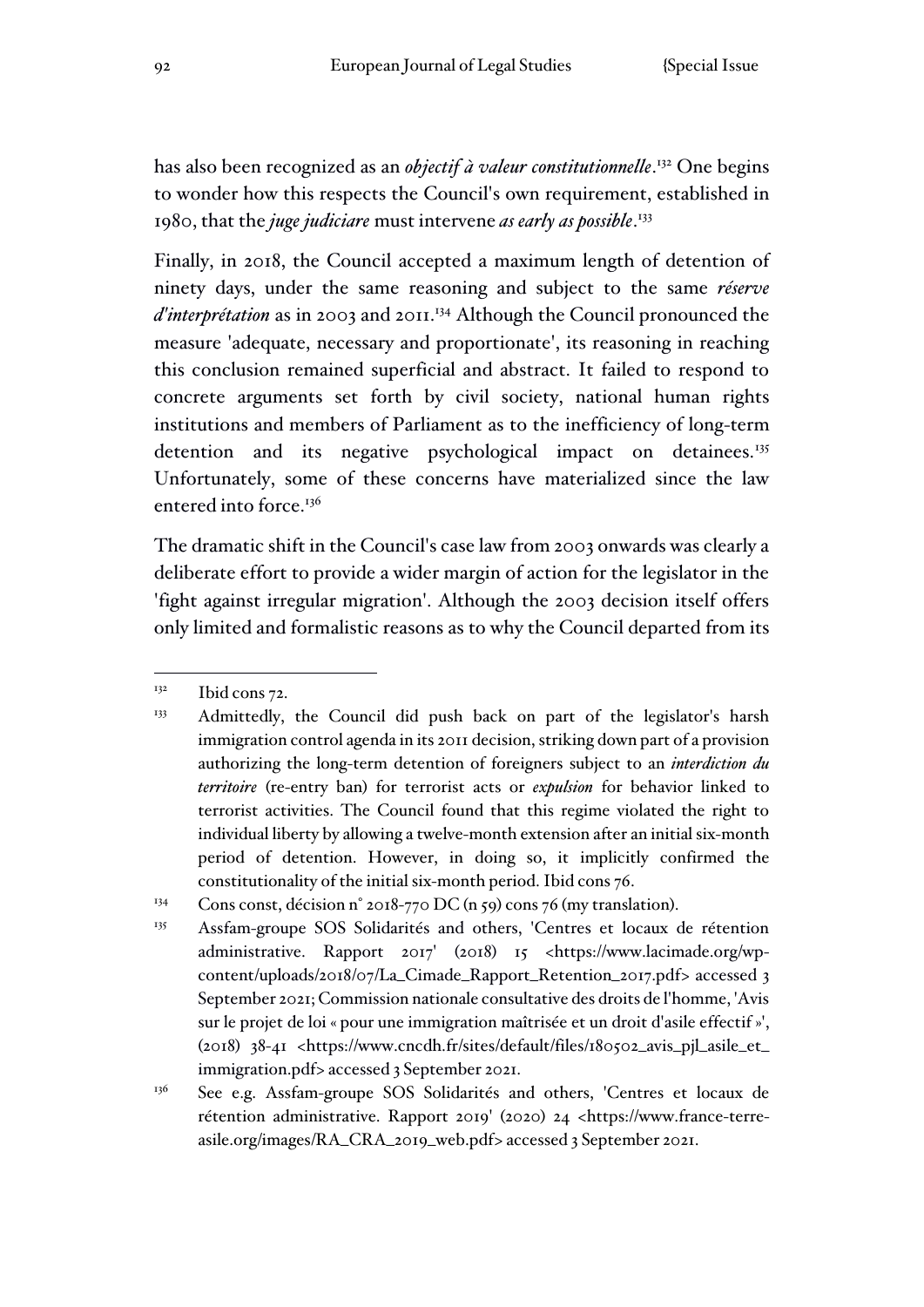has also been recognized as an *objectif à valeur constitutionnelle*.[132] One begins to wonder how this respects the Council's own requirement, established in 1980, that the *juge judiciare* must intervene *as early as possible*.[133]

Finally, in 2018, the Council accepted a maximum length of detention of ninety days, under the same reasoning and subject to the same *réserve d'interprétation* as in 2003 and 2011.[134] Although the Council pronounced the measure 'adequate, necessary and proportionate', its reasoning in reaching this conclusion remained superficial and abstract. It failed to respond to concrete arguments set forth by civil society, national human rights institutions and members of Parliament as to the inefficiency of long-term detention and its negative psychological impact on detainees.[135] Unfortunately, some of these concerns have materialized since the law entered into force.[136]

The dramatic shift in the Council's case law from 2003 onwards was clearly a deliberate effort to provide a wider margin of action for the legislator in the 'fight against irregular migration'. Although the 2003 decision itself offers only limited and formalistic reasons as to why the Council departed from its

---

[132] Ibid cons 72.

[133] Admittedly, the Council did push back on part of the legislator's harsh immigration control agenda in its 2011 decision, striking down part of a provision authorizing the long-term detention of foreigners subject to an *interdiction du territoire* (re-entry ban) for terrorist acts or *expulsion* for behavior linked to terrorist activities. The Council found that this regime violated the right to individual liberty by allowing a twelve-month extension after an initial six-month period of detention. However, in doing so, it implicitly confirmed the constitutionality of the initial six-month period. Ibid cons 76.

[134] Cons const, décision n° 2018-770 DC (n 59) cons 76 (my translation).

[135] Assfam-groupe SOS Solidarités and others, 'Centres et locaux de rétention administrative. Rapport 2017' (2018) 15 <https://www.lacimade.org/wp-content/uploads/2018/07/La_Cimade_Rapport_Retention_2017.pdf> accessed 3 September 2021; Commission nationale consultative des droits de l'homme, 'Avis sur le projet de loi « pour une immigration maîtrisée et un droit d'asile effectif »', (2018) 38-41 <https://www.cncdh.fr/sites/default/files/180502_avis_pjl_asile_et_immigration.pdf> accessed 3 September 2021.

[136] See e.g. Assfam-groupe SOS Solidarités and others, 'Centres et locaux de rétention administrative. Rapport 2019' (2020) 24 <https://www.france-terre-asile.org/images/RA_CRA_2019_web.pdf> accessed 3 September 2021.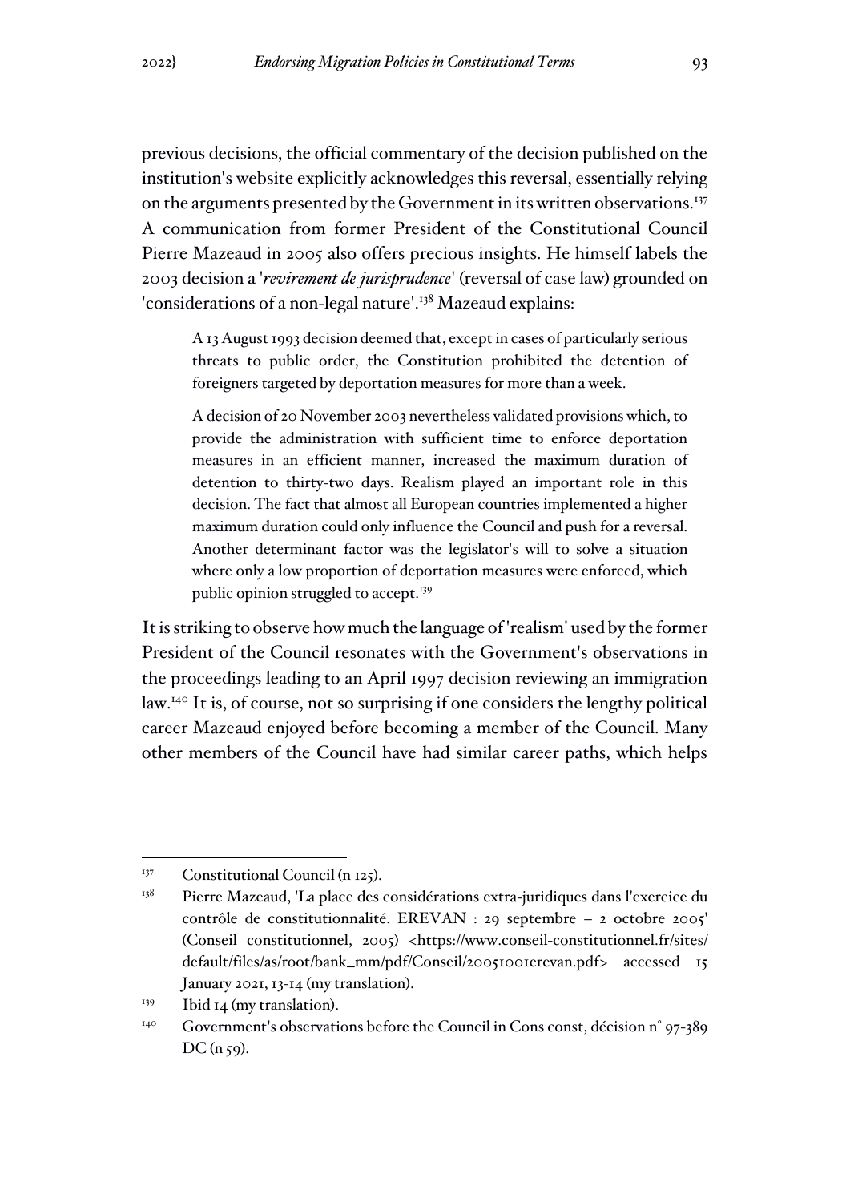previous decisions, the official commentary of the decision published on the institution's website explicitly acknowledges this reversal, essentially relying on the arguments presented by the Government in its written observations.[137] A communication from former President of the Constitutional Council Pierre Mazeaud in 2005 also offers precious insights. He himself labels the 2003 decision a '*revirement de jurisprudence*' (reversal of case law) grounded on 'considerations of a non-legal nature'.[138] Mazeaud explains:

> A 13 August 1993 decision deemed that, except in cases of particularly serious threats to public order, the Constitution prohibited the detention of foreigners targeted by deportation measures for more than a week.
>
> A decision of 20 November 2003 nevertheless validated provisions which, to provide the administration with sufficient time to enforce deportation measures in an efficient manner, increased the maximum duration of detention to thirty-two days. Realism played an important role in this decision. The fact that almost all European countries implemented a higher maximum duration could only influence the Council and push for a reversal. Another determinant factor was the legislator's will to solve a situation where only a low proportion of deportation measures were enforced, which public opinion struggled to accept.[139]

It is striking to observe how much the language of 'realism' used by the former President of the Council resonates with the Government's observations in the proceedings leading to an April 1997 decision reviewing an immigration law.[140] It is, of course, not so surprising if one considers the lengthy political career Mazeaud enjoyed before becoming a member of the Council. Many other members of the Council have had similar career paths, which helps

---

[137] Constitutional Council (n 125).

[138] Pierre Mazeaud, 'La place des considérations extra-juridiques dans l'exercice du contrôle de constitutionnalité. EREVAN : 29 septembre – 2 octobre 2005' (Conseil constitutionnel, 2005) <https://www.conseil-constitutionnel.fr/sites/default/files/as/root/bank_mm/pdf/Conseil/20051001erevan.pdf> accessed 15 January 2021, 13-14 (my translation).

[139] Ibid 14 (my translation).

[140] Government's observations before the Council in Cons const, décision n° 97-389 DC (n 59).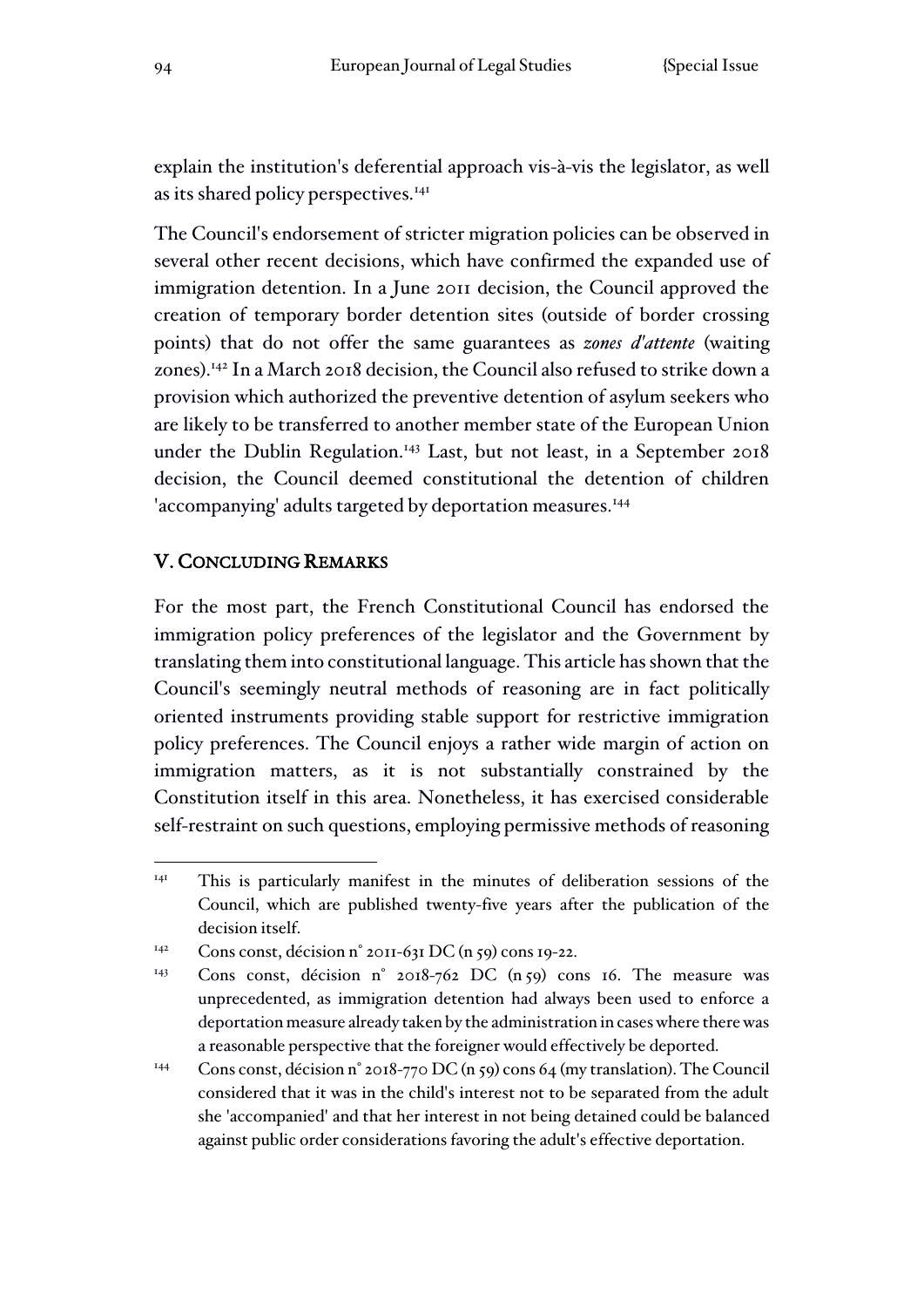explain the institution's deferential approach vis-à-vis the legislator, as well as its shared policy perspectives.[141]

The Council's endorsement of stricter migration policies can be observed in several other recent decisions, which have confirmed the expanded use of immigration detention. In a June 2011 decision, the Council approved the creation of temporary border detention sites (outside of border crossing points) that do not offer the same guarantees as *zones d'attente* (waiting zones).[142] In a March 2018 decision, the Council also refused to strike down a provision which authorized the preventive detention of asylum seekers who are likely to be transferred to another member state of the European Union under the Dublin Regulation.[143] Last, but not least, in a September 2018 decision, the Council deemed constitutional the detention of children 'accompanying' adults targeted by deportation measures.[144]

## V. Concluding Remarks

For the most part, the French Constitutional Council has endorsed the immigration policy preferences of the legislator and the Government by translating them into constitutional language. This article has shown that the Council's seemingly neutral methods of reasoning are in fact politically oriented instruments providing stable support for restrictive immigration policy preferences. The Council enjoys a rather wide margin of action on immigration matters, as it is not substantially constrained by the Constitution itself in this area. Nonetheless, it has exercised considerable self-restraint on such questions, employing permissive methods of reasoning

---

[141] This is particularly manifest in the minutes of deliberation sessions of the Council, which are published twenty-five years after the publication of the decision itself.

[142] Cons const, décision n° 2011-631 DC (n 59) cons 19-22.

[143] Cons const, décision n° 2018-762 DC (n 59) cons 16. The measure was unprecedented, as immigration detention had always been used to enforce a deportation measure already taken by the administration in cases where there was a reasonable perspective that the foreigner would effectively be deported.

[144] Cons const, décision n° 2018-770 DC (n 59) cons 64 (my translation). The Council considered that it was in the child's interest not to be separated from the adult she 'accompanied' and that her interest in not being detained could be balanced against public order considerations favoring the adult's effective deportation.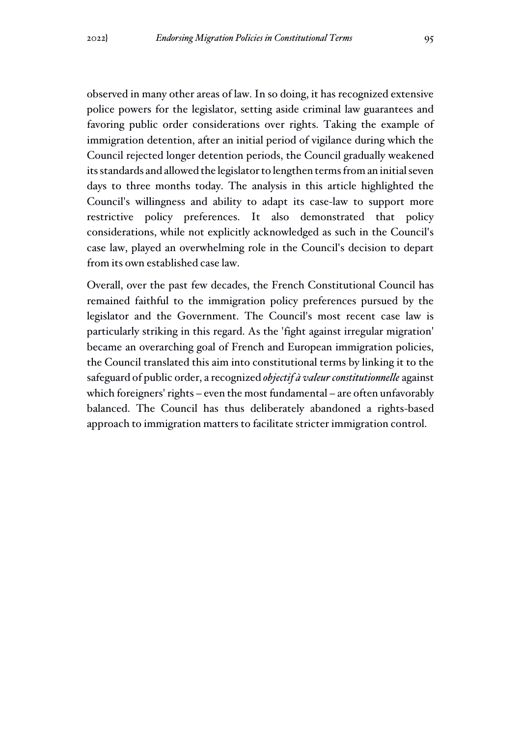observed in many other areas of law. In so doing, it has recognized extensive police powers for the legislator, setting aside criminal law guarantees and favoring public order considerations over rights. Taking the example of immigration detention, after an initial period of vigilance during which the Council rejected longer detention periods, the Council gradually weakened its standards and allowed the legislator to lengthen terms from an initial seven days to three months today. The analysis in this article highlighted the Council's willingness and ability to adapt its case-law to support more restrictive policy preferences. It also demonstrated that policy considerations, while not explicitly acknowledged as such in the Council's case law, played an overwhelming role in the Council's decision to depart from its own established case law.

Overall, over the past few decades, the French Constitutional Council has remained faithful to the immigration policy preferences pursued by the legislator and the Government. The Council's most recent case law is particularly striking in this regard. As the 'fight against irregular migration' became an overarching goal of French and European immigration policies, the Council translated this aim into constitutional terms by linking it to the safeguard of public order, a recognized *objectif à valeur constitutionnelle* against which foreigners' rights – even the most fundamental – are often unfavorably balanced. The Council has thus deliberately abandoned a rights-based approach to immigration matters to facilitate stricter immigration control.